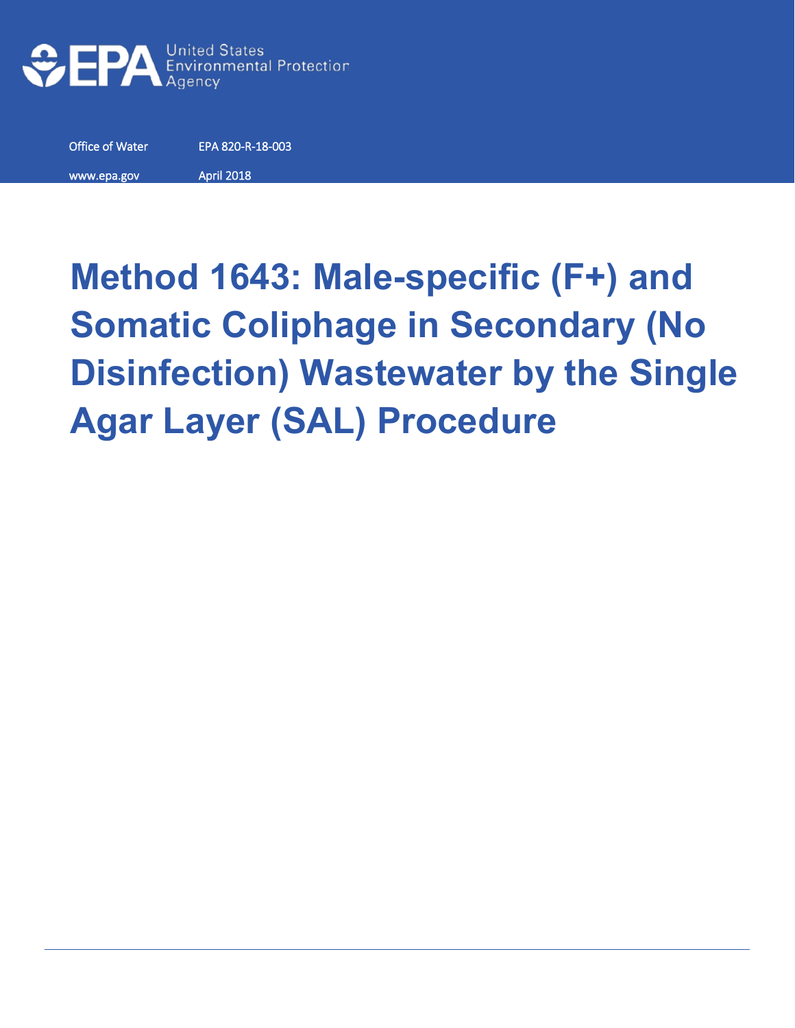United States Environmental Protection Agency

Office of Water EPA 820-R-18-003

www.epa.gov April 2018

# Method 1643: Male-specific (F+) and Somatic Coliphage in Secondary (No Disinfection) Wastewater by the Single Agar Layer (SAL) Procedure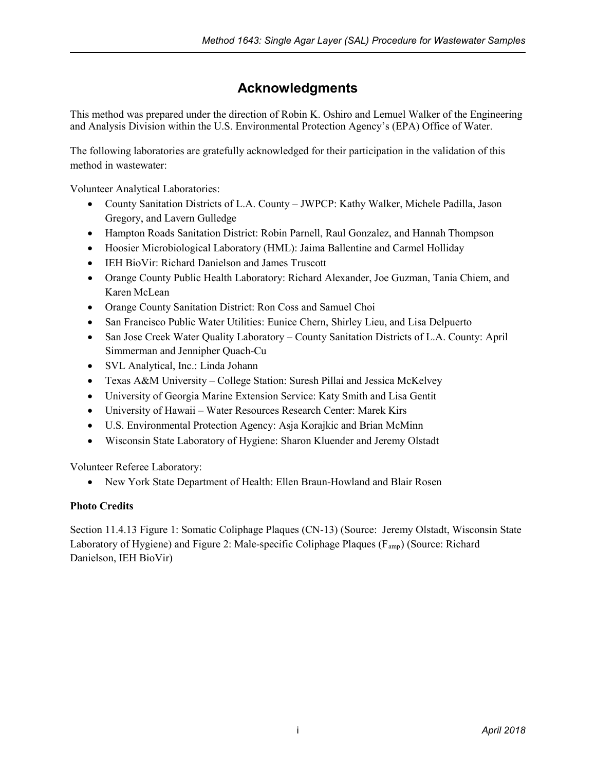# Acknowledgments

This method was prepared under the direction of Robin K. Oshiro and Lemuel Walker of the Engineering and Analysis Division within the U.S. Environmental Protection Agency's (EPA) Office of Water.

The following laboratories are gratefully acknowledged for their participation in the validation of this method in wastewater:

Volunteer Analytical Laboratories:

- County Sanitation Districts of L.A. County – JWPCP: Kathy Walker, Michele Padilla, Jason Gregory, and Lavern Gulledge
- Hampton Roads Sanitation District: Robin Parnell, Raul Gonzalez, and Hannah Thompson
- Hoosier Microbiological Laboratory (HML): Jaima Ballentine and Carmel Holliday
- IEH BioVir: Richard Danielson and James Truscott
- Orange County Public Health Laboratory: Richard Alexander, Joe Guzman, Tania Chiem, and Karen McLean
- Orange County Sanitation District: Ron Coss and Samuel Choi
- San Francisco Public Water Utilities: Eunice Chern, Shirley Lieu, and Lisa Delpuerto
- San Jose Creek Water Quality Laboratory – County Sanitation Districts of L.A. County: April Simmerman and Jennipher Quach-Cu
- SVL Analytical, Inc.: Linda Johann
- Texas A&M University – College Station: Suresh Pillai and Jessica McKelvey
- University of Georgia Marine Extension Service: Katy Smith and Lisa Gentit
- University of Hawaii – Water Resources Research Center: Marek Kirs
- U.S. Environmental Protection Agency: Asja Korajkic and Brian McMinn
- Wisconsin State Laboratory of Hygiene: Sharon Kluender and Jeremy Olstadt

Volunteer Referee Laboratory:

- New York State Department of Health: Ellen Braun-Howland and Blair Rosen

**Photo Credits**

Section 11.4.13 Figure 1: Somatic Coliphage Plaques (CN-13) (Source: Jeremy Olstadt, Wisconsin State Laboratory of Hygiene) and Figure 2: Male-specific Coliphage Plaques ($F_{amp}$) (Source: Richard Danielson, IEH BioVir)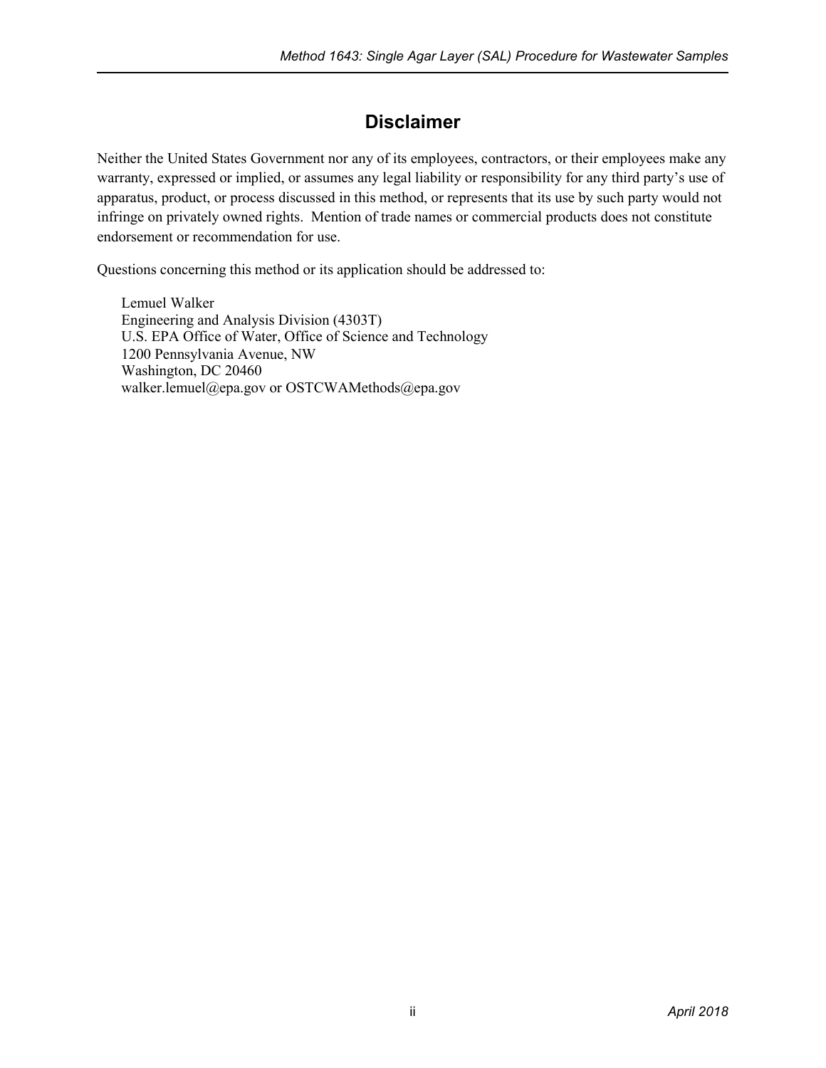# Disclaimer

Neither the United States Government nor any of its employees, contractors, or their employees make any warranty, expressed or implied, or assumes any legal liability or responsibility for any third party's use of apparatus, product, or process discussed in this method, or represents that its use by such party would not infringe on privately owned rights. Mention of trade names or commercial products does not constitute endorsement or recommendation for use.

Questions concerning this method or its application should be addressed to:

Lemuel Walker
Engineering and Analysis Division (4303T)
U.S. EPA Office of Water, Office of Science and Technology
1200 Pennsylvania Avenue, NW
Washington, DC 20460
walker.lemuel@epa.gov or OSTCWAMethods@epa.gov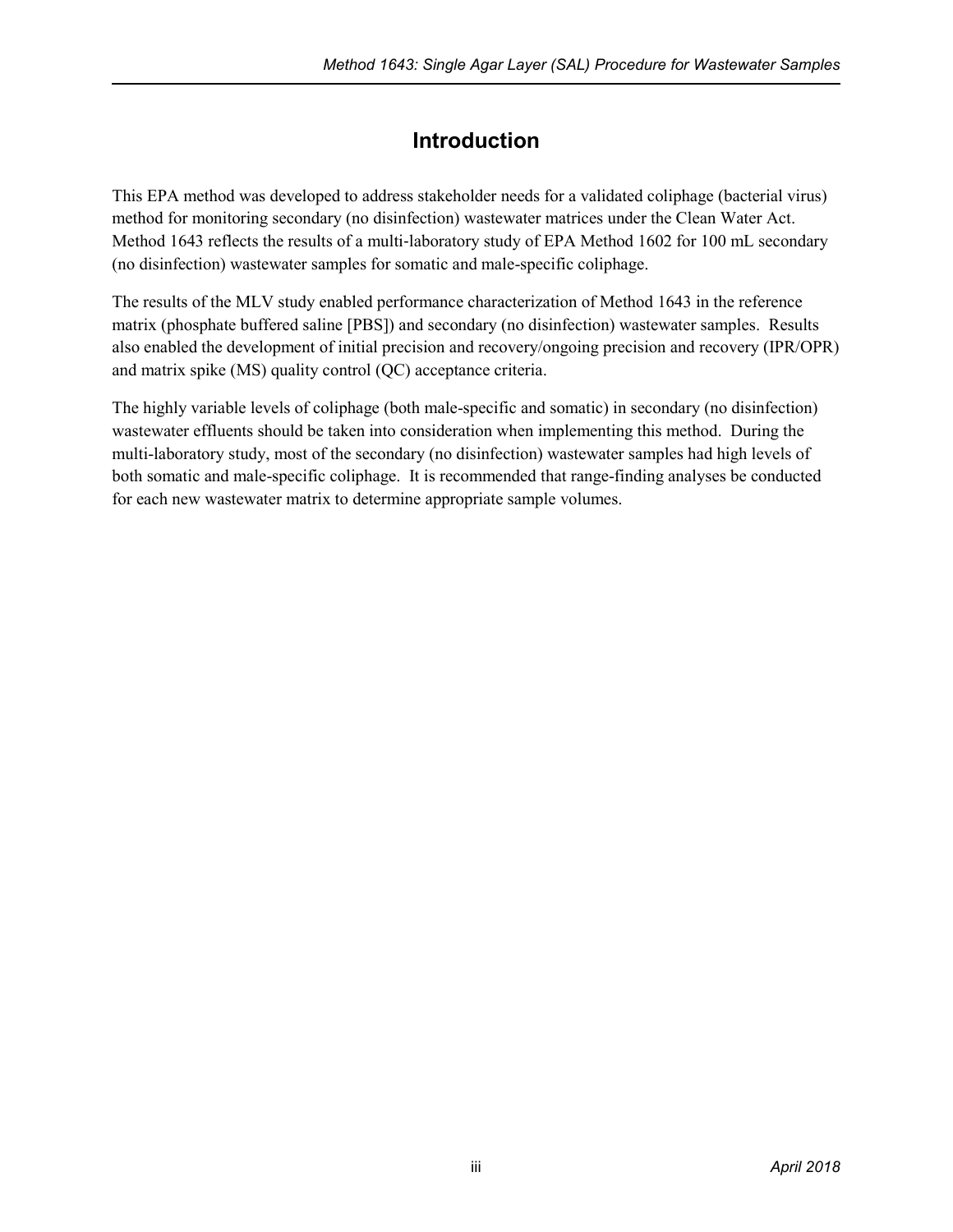# Introduction

This EPA method was developed to address stakeholder needs for a validated coliphage (bacterial virus) method for monitoring secondary (no disinfection) wastewater matrices under the Clean Water Act. Method 1643 reflects the results of a multi-laboratory study of EPA Method 1602 for 100 mL secondary (no disinfection) wastewater samples for somatic and male-specific coliphage.

The results of the MLV study enabled performance characterization of Method 1643 in the reference matrix (phosphate buffered saline [PBS]) and secondary (no disinfection) wastewater samples. Results also enabled the development of initial precision and recovery/ongoing precision and recovery (IPR/OPR) and matrix spike (MS) quality control (QC) acceptance criteria.

The highly variable levels of coliphage (both male-specific and somatic) in secondary (no disinfection) wastewater effluents should be taken into consideration when implementing this method. During the multi-laboratory study, most of the secondary (no disinfection) wastewater samples had high levels of both somatic and male-specific coliphage. It is recommended that range-finding analyses be conducted for each new wastewater matrix to determine appropriate sample volumes.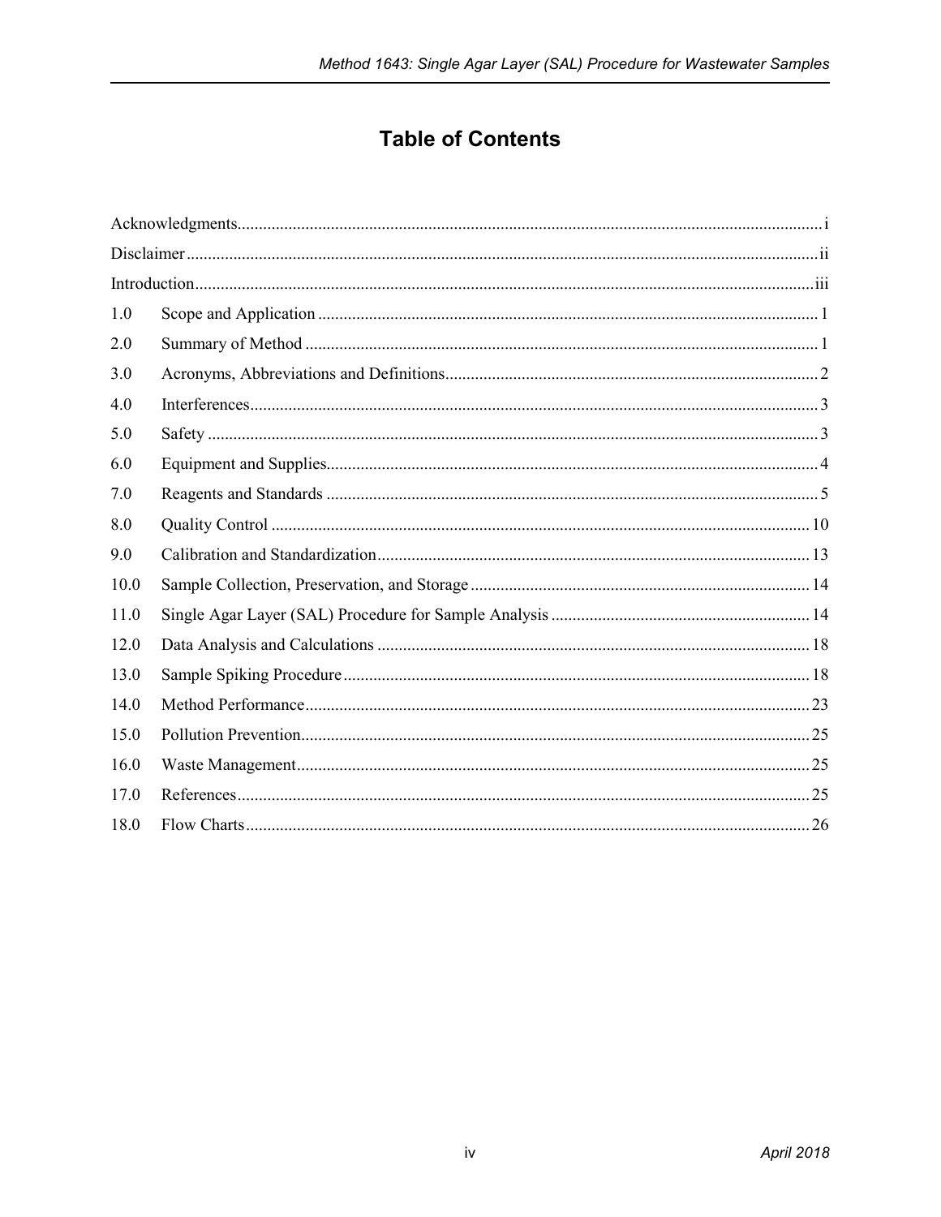# Table of Contents

| | | |
|---|---|---|
| Acknowledgments | | i |
| Disclaimer | | ii |
| Introduction | | iii |
| 1.0 | Scope and Application | 1 |
| 2.0 | Summary of Method | 1 |
| 3.0 | Acronyms, Abbreviations and Definitions | 2 |
| 4.0 | Interferences | 3 |
| 5.0 | Safety | 3 |
| 6.0 | Equipment and Supplies | 4 |
| 7.0 | Reagents and Standards | 5 |
| 8.0 | Quality Control | 10 |
| 9.0 | Calibration and Standardization | 13 |
| 10.0 | Sample Collection, Preservation, and Storage | 14 |
| 11.0 | Single Agar Layer (SAL) Procedure for Sample Analysis | 14 |
| 12.0 | Data Analysis and Calculations | 18 |
| 13.0 | Sample Spiking Procedure | 18 |
| 14.0 | Method Performance | 23 |
| 15.0 | Pollution Prevention | 25 |
| 16.0 | Waste Management | 25 |
| 17.0 | References | 25 |
| 18.0 | Flow Charts | 26 |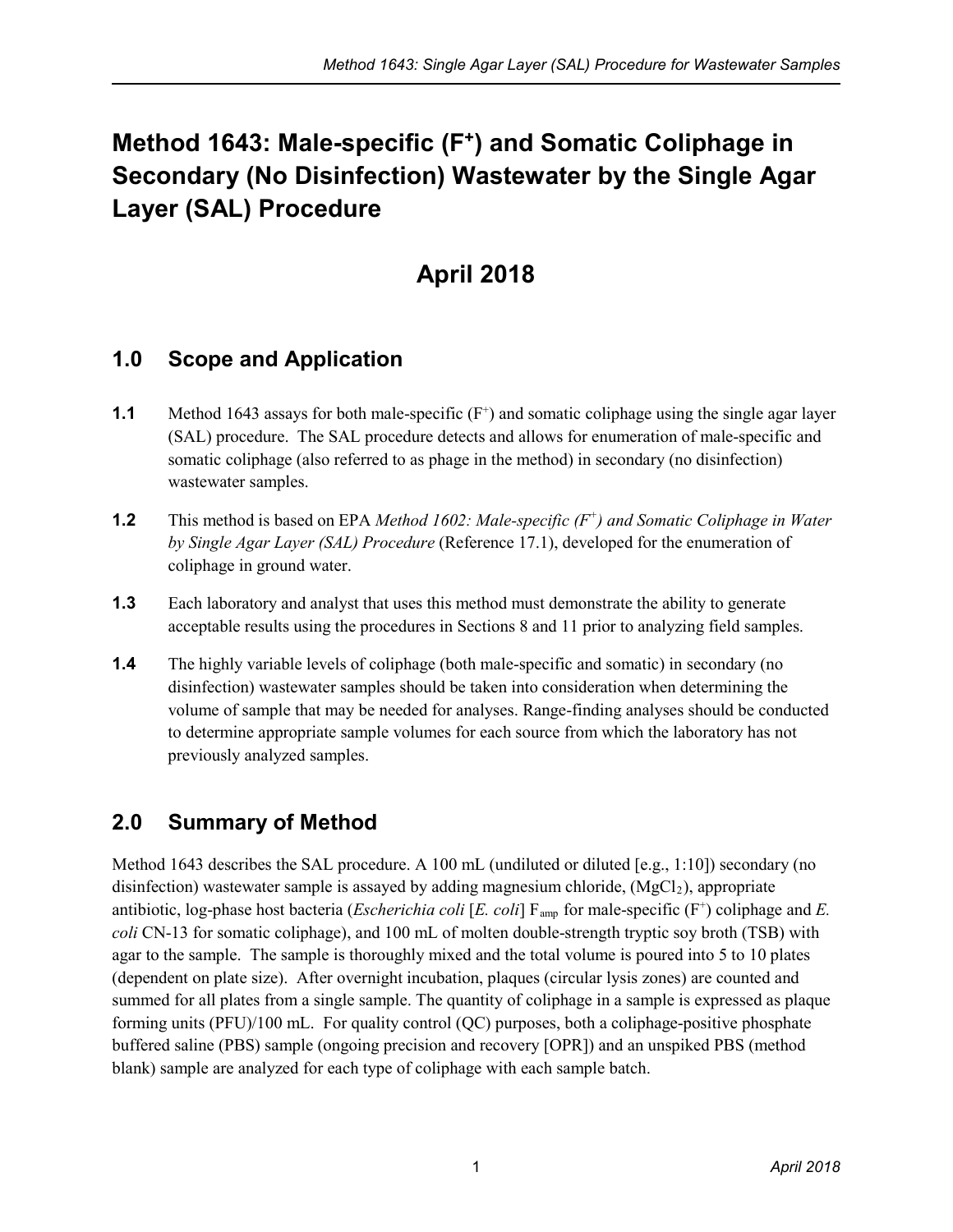# Method 1643: Male-specific ($F^+$) and Somatic Coliphage in Secondary (No Disinfection) Wastewater by the Single Agar Layer (SAL) Procedure

## April 2018

## 1.0 Scope and Application

**1.1** Method 1643 assays for both male-specific ($F^+$) and somatic coliphage using the single agar layer (SAL) procedure. The SAL procedure detects and allows for enumeration of male-specific and somatic coliphage (also referred to as phage in the method) in secondary (no disinfection) wastewater samples.

**1.2** This method is based on EPA *Method 1602: Male-specific ($F^+$) and Somatic Coliphage in Water by Single Agar Layer (SAL) Procedure* (Reference 17.1), developed for the enumeration of coliphage in ground water.

**1.3** Each laboratory and analyst that uses this method must demonstrate the ability to generate acceptable results using the procedures in Sections 8 and 11 prior to analyzing field samples.

**1.4** The highly variable levels of coliphage (both male-specific and somatic) in secondary (no disinfection) wastewater samples should be taken into consideration when determining the volume of sample that may be needed for analyses. Range-finding analyses should be conducted to determine appropriate sample volumes for each source from which the laboratory has not previously analyzed samples.

## 2.0 Summary of Method

Method 1643 describes the SAL procedure. A 100 mL (undiluted or diluted [e.g., 1:10]) secondary (no disinfection) wastewater sample is assayed by adding magnesium chloride, ($MgCl_2$), appropriate antibiotic, log-phase host bacteria (*Escherichia coli* [*E. coli*] $F_{amp}$ for male-specific ($F^+$) coliphage and *E. coli* CN-13 for somatic coliphage), and 100 mL of molten double-strength tryptic soy broth (TSB) with agar to the sample. The sample is thoroughly mixed and the total volume is poured into 5 to 10 plates (dependent on plate size). After overnight incubation, plaques (circular lysis zones) are counted and summed for all plates from a single sample. The quantity of coliphage in a sample is expressed as plaque forming units (PFU)/100 mL. For quality control (QC) purposes, both a coliphage-positive phosphate buffered saline (PBS) sample (ongoing precision and recovery [OPR]) and an unspiked PBS (method blank) sample are analyzed for each type of coliphage with each sample batch.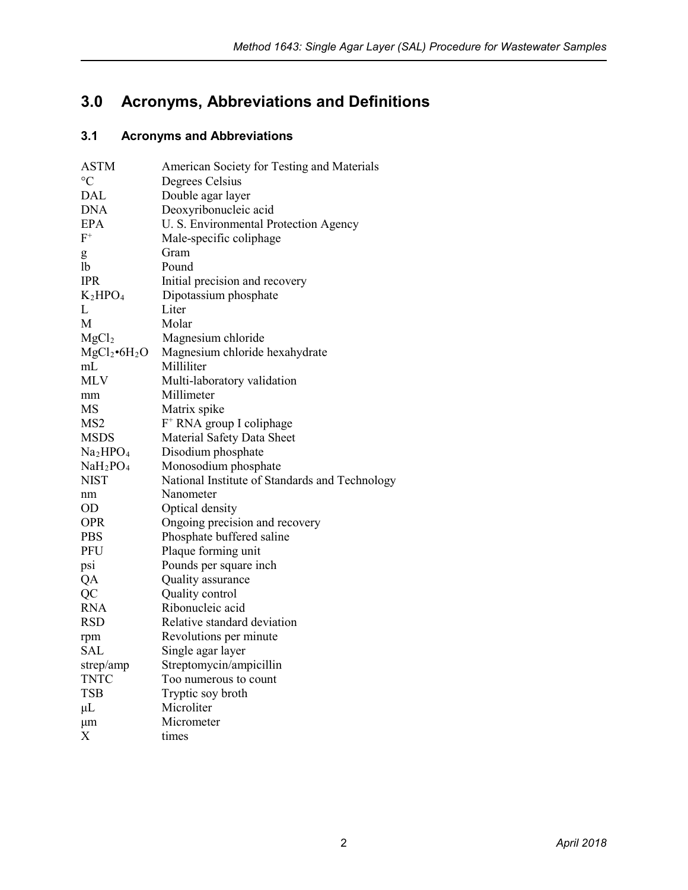## 3.0 Acronyms, Abbreviations and Definitions

### 3.1 Acronyms and Abbreviations

| | |
|---|---|
| ASTM | American Society for Testing and Materials |
| °C | Degrees Celsius |
| DAL | Double agar layer |
| DNA | Deoxyribonucleic acid |
| EPA | U. S. Environmental Protection Agency |
| $F^+$ | Male-specific coliphage |
| g | Gram |
| lb | Pound |
| IPR | Initial precision and recovery |
| $K_2HPO_4$ | Dipotassium phosphate |
| L | Liter |
| M | Molar |
| $MgCl_2$ | Magnesium chloride |
| $MgCl_2 \cdot 6H_2O$ | Magnesium chloride hexahydrate |
| mL | Milliliter |
| MLV | Multi-laboratory validation |
| mm | Millimeter |
| MS | Matrix spike |
| MS2 | $F^+$ RNA group I coliphage |
| MSDS | Material Safety Data Sheet |
| $Na_2HPO_4$ | Disodium phosphate |
| $NaH_2PO_4$ | Monosodium phosphate |
| NIST | National Institute of Standards and Technology |
| nm | Nanometer |
| OD | Optical density |
| OPR | Ongoing precision and recovery |
| PBS | Phosphate buffered saline |
| PFU | Plaque forming unit |
| psi | Pounds per square inch |
| QA | Quality assurance |
| QC | Quality control |
| RNA | Ribonucleic acid |
| RSD | Relative standard deviation |
| rpm | Revolutions per minute |
| SAL | Single agar layer |
| strep/amp | Streptomycin/ampicillin |
| TNTC | Too numerous to count |
| TSB | Tryptic soy broth |
| µL | Microliter |
| µm | Micrometer |
| X | times |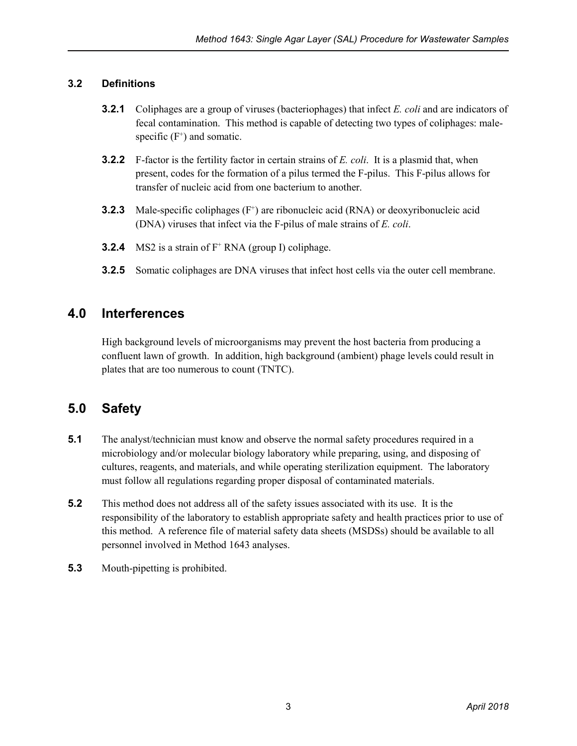### 3.2 Definitions

**3.2.1** Coliphages are a group of viruses (bacteriophages) that infect *E. coli* and are indicators of fecal contamination. This method is capable of detecting two types of coliphages: male-specific ($F^+$) and somatic.

**3.2.2** F-factor is the fertility factor in certain strains of *E. coli*. It is a plasmid that, when present, codes for the formation of a pilus termed the F-pilus. This F-pilus allows for transfer of nucleic acid from one bacterium to another.

**3.2.3** Male-specific coliphages ($F^+$) are ribonucleic acid (RNA) or deoxyribonucleic acid (DNA) viruses that infect via the F-pilus of male strains of *E. coli*.

**3.2.4** MS2 is a strain of $F^+$ RNA (group I) coliphage.

**3.2.5** Somatic coliphages are DNA viruses that infect host cells via the outer cell membrane.

## 4.0 Interferences

High background levels of microorganisms may prevent the host bacteria from producing a confluent lawn of growth. In addition, high background (ambient) phage levels could result in plates that are too numerous to count (TNTC).

## 5.0 Safety

**5.1** The analyst/technician must know and observe the normal safety procedures required in a microbiology and/or molecular biology laboratory while preparing, using, and disposing of cultures, reagents, and materials, and while operating sterilization equipment. The laboratory must follow all regulations regarding proper disposal of contaminated materials.

**5.2** This method does not address all of the safety issues associated with its use. It is the responsibility of the laboratory to establish appropriate safety and health practices prior to use of this method. A reference file of material safety data sheets (MSDSs) should be available to all personnel involved in Method 1643 analyses.

**5.3** Mouth-pipetting is prohibited.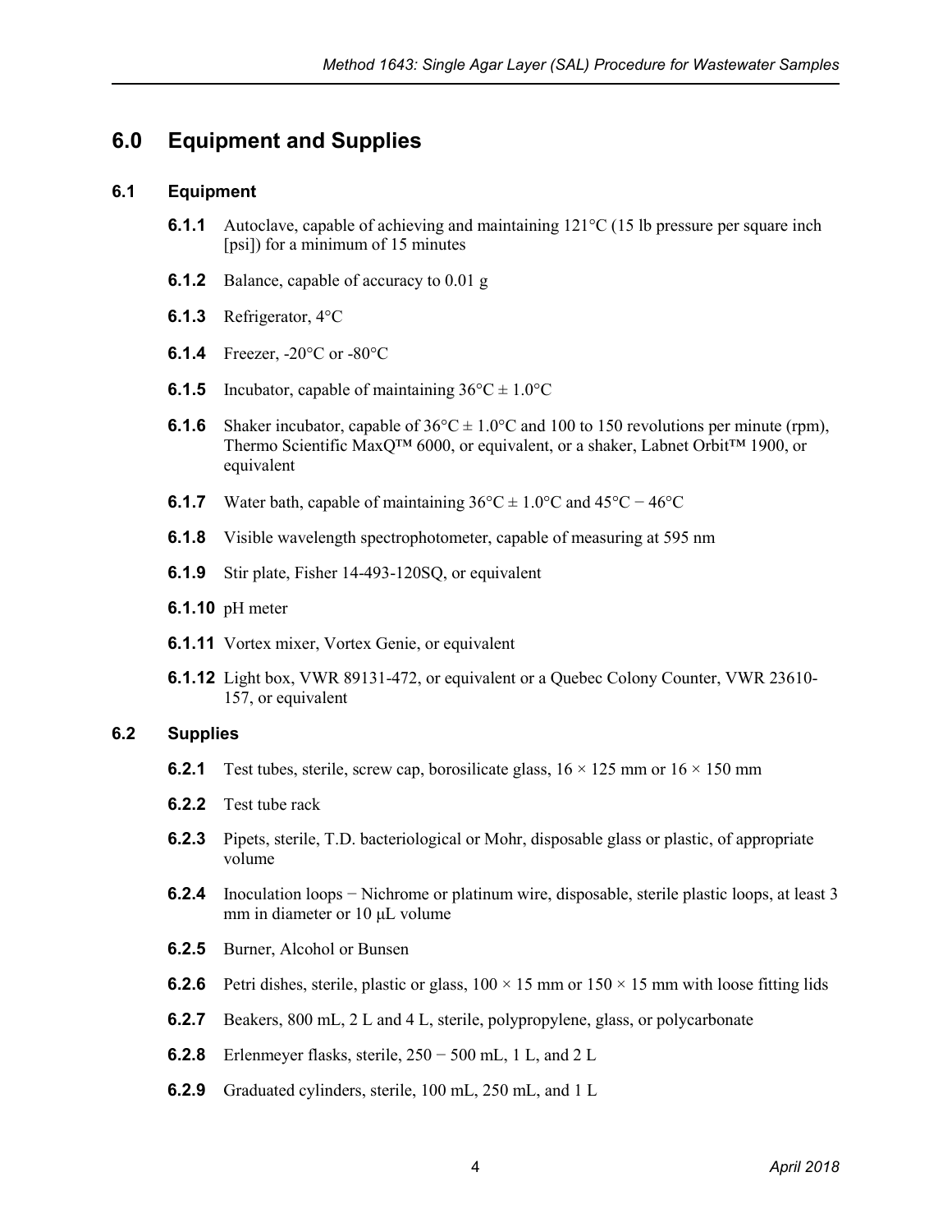## 6.0 Equipment and Supplies

### 6.1 Equipment

**6.1.1** Autoclave, capable of achieving and maintaining 121°C (15 lb pressure per square inch [psi]) for a minimum of 15 minutes

**6.1.2** Balance, capable of accuracy to 0.01 g

**6.1.3** Refrigerator, 4°C

**6.1.4** Freezer, -20°C or -80°C

**6.1.5** Incubator, capable of maintaining 36°C ± 1.0°C

**6.1.6** Shaker incubator, capable of 36°C ± 1.0°C and 100 to 150 revolutions per minute (rpm), Thermo Scientific MaxQ™ 6000, or equivalent, or a shaker, Labnet Orbit™ 1900, or equivalent

**6.1.7** Water bath, capable of maintaining 36°C ± 1.0°C and 45°C − 46°C

**6.1.8** Visible wavelength spectrophotometer, capable of measuring at 595 nm

**6.1.9** Stir plate, Fisher 14-493-120SQ, or equivalent

**6.1.10** pH meter

**6.1.11** Vortex mixer, Vortex Genie, or equivalent

**6.1.12** Light box, VWR 89131-472, or equivalent or a Quebec Colony Counter, VWR 23610-157, or equivalent

### 6.2 Supplies

**6.2.1** Test tubes, sterile, screw cap, borosilicate glass, 16 × 125 mm or 16 × 150 mm

**6.2.2** Test tube rack

**6.2.3** Pipets, sterile, T.D. bacteriological or Mohr, disposable glass or plastic, of appropriate volume

**6.2.4** Inoculation loops − Nichrome or platinum wire, disposable, sterile plastic loops, at least 3 mm in diameter or 10 µL volume

**6.2.5** Burner, Alcohol or Bunsen

**6.2.6** Petri dishes, sterile, plastic or glass, 100 × 15 mm or 150 × 15 mm with loose fitting lids

**6.2.7** Beakers, 800 mL, 2 L and 4 L, sterile, polypropylene, glass, or polycarbonate

**6.2.8** Erlenmeyer flasks, sterile, 250 − 500 mL, 1 L, and 2 L

**6.2.9** Graduated cylinders, sterile, 100 mL, 250 mL, and 1 L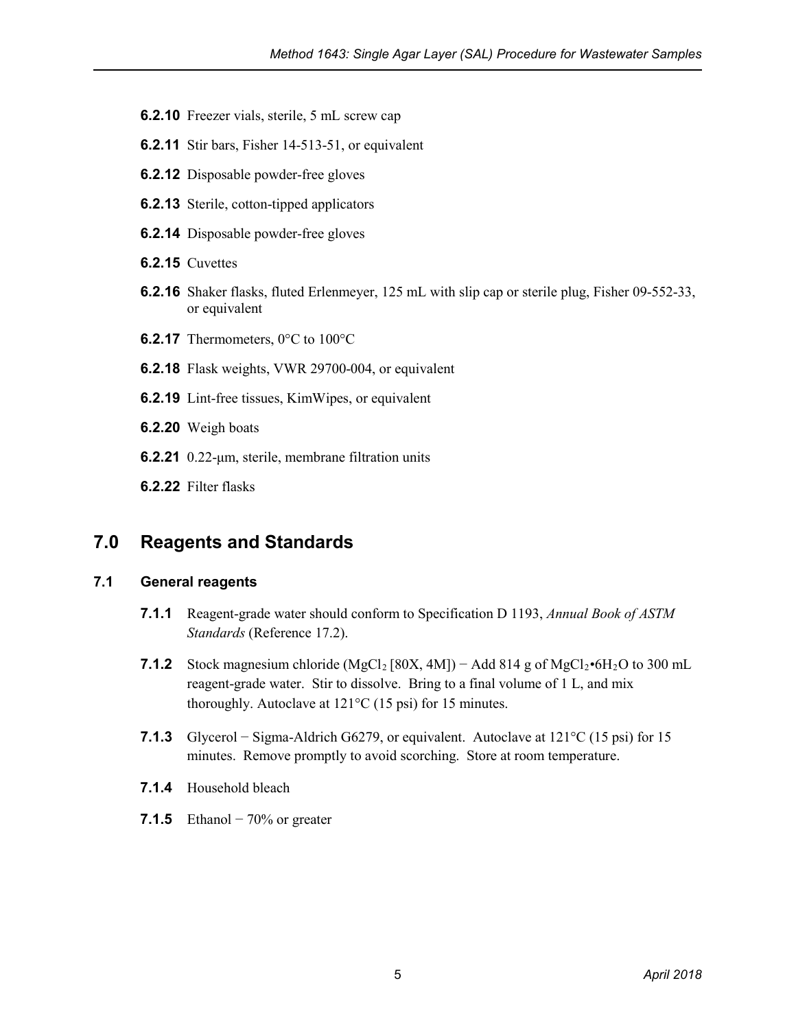**6.2.10** Freezer vials, sterile, 5 mL screw cap

**6.2.11** Stir bars, Fisher 14-513-51, or equivalent

**6.2.12** Disposable powder-free gloves

**6.2.13** Sterile, cotton-tipped applicators

**6.2.14** Disposable powder-free gloves

**6.2.15** Cuvettes

**6.2.16** Shaker flasks, fluted Erlenmeyer, 125 mL with slip cap or sterile plug, Fisher 09-552-33, or equivalent

**6.2.17** Thermometers, 0°C to 100°C

**6.2.18** Flask weights, VWR 29700-004, or equivalent

**6.2.19** Lint-free tissues, KimWipes, or equivalent

**6.2.20** Weigh boats

**6.2.21** 0.22-μm, sterile, membrane filtration units

**6.2.22** Filter flasks

## 7.0 Reagents and Standards

### 7.1 General reagents

**7.1.1** Reagent-grade water should conform to Specification D 1193, *Annual Book of ASTM Standards* (Reference 17.2).

**7.1.2** Stock magnesium chloride ($MgCl_2$ [80X, 4M]) − Add 814 g of $MgCl_2 \cdot 6H_2O$ to 300 mL reagent-grade water. Stir to dissolve. Bring to a final volume of 1 L, and mix thoroughly. Autoclave at 121°C (15 psi) for 15 minutes.

**7.1.3** Glycerol − Sigma-Aldrich G6279, or equivalent. Autoclave at 121°C (15 psi) for 15 minutes. Remove promptly to avoid scorching. Store at room temperature.

**7.1.4** Household bleach

**7.1.5** Ethanol − 70% or greater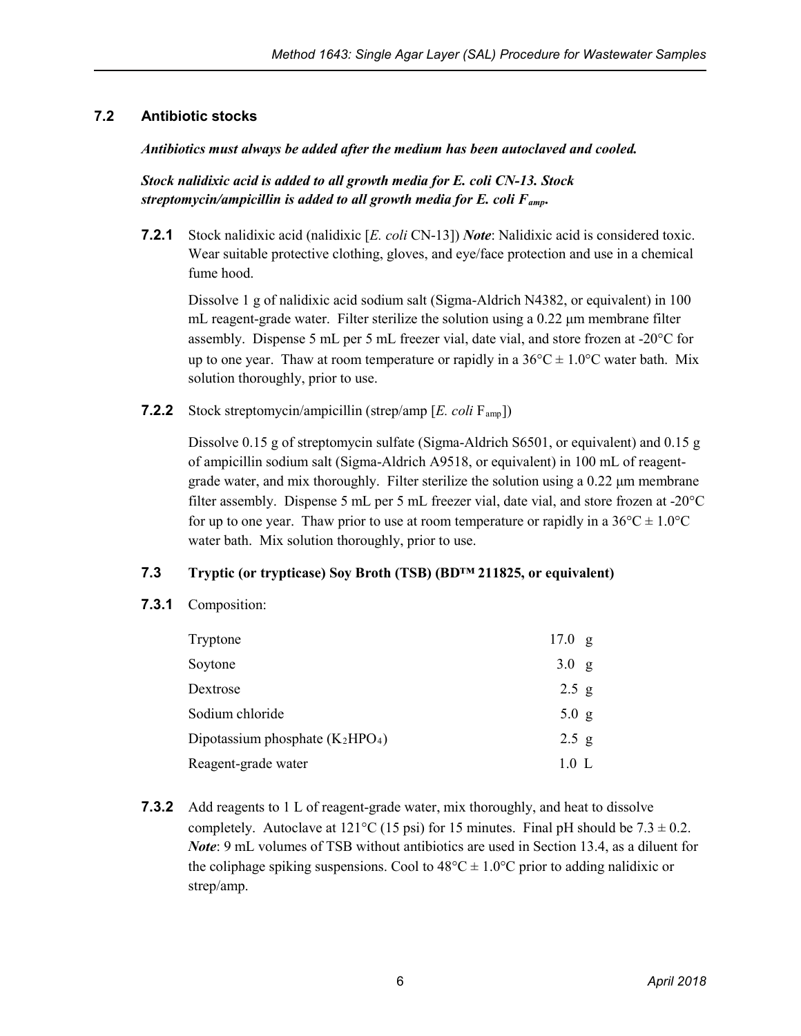## 7.2 Antibiotic stocks

***Antibiotics must always be added after the medium has been autoclaved and cooled.***

***Stock nalidixic acid is added to all growth media for E. coli CN-13. Stock streptomycin/ampicillin is added to all growth media for E. coli $F_{amp}$.***

**7.2.1** Stock nalidixic acid (nalidixic [*E. coli* CN-13]) ***Note***: Nalidixic acid is considered toxic. Wear suitable protective clothing, gloves, and eye/face protection and use in a chemical fume hood.

Dissolve 1 g of nalidixic acid sodium salt (Sigma-Aldrich N4382, or equivalent) in 100 mL reagent-grade water. Filter sterilize the solution using a 0.22 µm membrane filter assembly. Dispense 5 mL per 5 mL freezer vial, date vial, and store frozen at -20°C for up to one year. Thaw at room temperature or rapidly in a 36°C ± 1.0°C water bath. Mix solution thoroughly, prior to use.

**7.2.2** Stock streptomycin/ampicillin (strep/amp [*E. coli* $F_{amp}$])

Dissolve 0.15 g of streptomycin sulfate (Sigma-Aldrich S6501, or equivalent) and 0.15 g of ampicillin sodium salt (Sigma-Aldrich A9518, or equivalent) in 100 mL of reagent-grade water, and mix thoroughly. Filter sterilize the solution using a 0.22 µm membrane filter assembly. Dispense 5 mL per 5 mL freezer vial, date vial, and store frozen at -20°C for up to one year. Thaw prior to use at room temperature or rapidly in a 36°C ± 1.0°C water bath. Mix solution thoroughly, prior to use.

## 7.3 Tryptic (or trypticase) Soy Broth (TSB) (BD™ 211825, or equivalent)

**7.3.1** Composition:

| | |
|---|---|
| Tryptone | 17.0 g |
| Soytone | 3.0 g |
| Dextrose | 2.5 g |
| Sodium chloride | 5.0 g |
| Dipotassium phosphate ($K_2HPO_4$) | 2.5 g |
| Reagent-grade water | 1.0 L |

**7.3.2** Add reagents to 1 L of reagent-grade water, mix thoroughly, and heat to dissolve completely. Autoclave at 121°C (15 psi) for 15 minutes. Final pH should be 7.3 ± 0.2. ***Note***: 9 mL volumes of TSB without antibiotics are used in Section 13.4, as a diluent for the coliphage spiking suspensions. Cool to 48°C ± 1.0°C prior to adding nalidixic or strep/amp.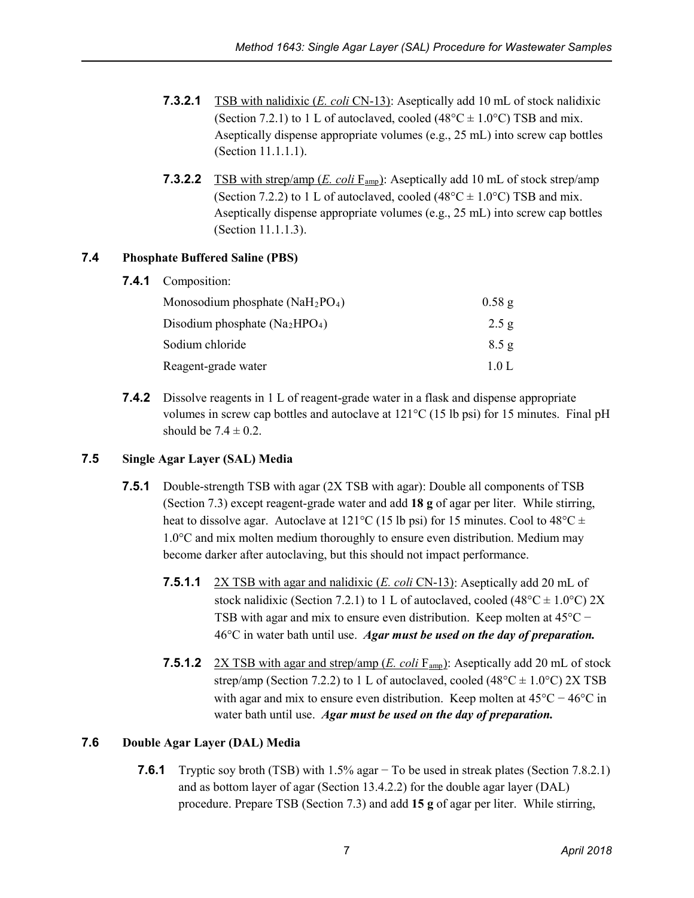**7.3.2.1** TSB with nalidixic (*E. coli* CN-13): Aseptically add 10 mL of stock nalidixic (Section 7.2.1) to 1 L of autoclaved, cooled (48°C ± 1.0°C) TSB and mix. Aseptically dispense appropriate volumes (e.g., 25 mL) into screw cap bottles (Section 11.1.1.1).

**7.3.2.2** TSB with strep/amp (*E. coli* $F_{amp}$): Aseptically add 10 mL of stock strep/amp (Section 7.2.2) to 1 L of autoclaved, cooled (48°C ± 1.0°C) TSB and mix. Aseptically dispense appropriate volumes (e.g., 25 mL) into screw cap bottles (Section 11.1.1.3).

## 7.4 Phosphate Buffered Saline (PBS)

**7.4.1** Composition:

| | |
|---|---|
| Monosodium phosphate ($NaH_2PO_4$) | 0.58 g |
| Disodium phosphate ($Na_2HPO_4$) | 2.5 g |
| Sodium chloride | 8.5 g |
| Reagent-grade water | 1.0 L |

**7.4.2** Dissolve reagents in 1 L of reagent-grade water in a flask and dispense appropriate volumes in screw cap bottles and autoclave at 121°C (15 lb psi) for 15 minutes. Final pH should be 7.4 ± 0.2.

## 7.5 Single Agar Layer (SAL) Media

**7.5.1** Double-strength TSB with agar (2X TSB with agar): Double all components of TSB (Section 7.3) except reagent-grade water and add **18 g** of agar per liter. While stirring, heat to dissolve agar. Autoclave at 121°C (15 lb psi) for 15 minutes. Cool to 48°C ± 1.0°C and mix molten medium thoroughly to ensure even distribution. Medium may become darker after autoclaving, but this should not impact performance.

**7.5.1.1** 2X TSB with agar and nalidixic (*E. coli* CN-13): Aseptically add 20 mL of stock nalidixic (Section 7.2.1) to 1 L of autoclaved, cooled (48°C ± 1.0°C) 2X TSB with agar and mix to ensure even distribution. Keep molten at 45°C − 46°C in water bath until use. ***Agar must be used on the day of preparation.***

**7.5.1.2** 2X TSB with agar and strep/amp (*E. coli* $F_{amp}$): Aseptically add 20 mL of stock strep/amp (Section 7.2.2) to 1 L of autoclaved, cooled (48°C ± 1.0°C) 2X TSB with agar and mix to ensure even distribution. Keep molten at 45°C − 46°C in water bath until use. ***Agar must be used on the day of preparation.***

## 7.6 Double Agar Layer (DAL) Media

**7.6.1** Tryptic soy broth (TSB) with 1.5% agar − To be used in streak plates (Section 7.8.2.1) and as bottom layer of agar (Section 13.4.2.2) for the double agar layer (DAL) procedure. Prepare TSB (Section 7.3) and add **15 g** of agar per liter. While stirring,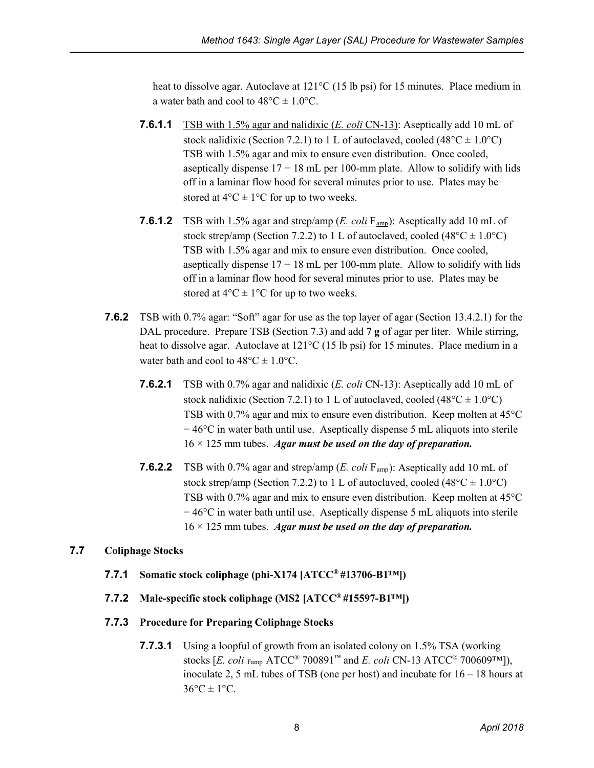heat to dissolve agar. Autoclave at 121°C (15 lb psi) for 15 minutes. Place medium in a water bath and cool to 48°C ± 1.0°C.

**7.6.1.1** TSB with 1.5% agar and nalidixic (*E. coli* CN-13): Aseptically add 10 mL of stock nalidixic (Section 7.2.1) to 1 L of autoclaved, cooled (48°C ± 1.0°C) TSB with 1.5% agar and mix to ensure even distribution. Once cooled, aseptically dispense 17 − 18 mL per 100-mm plate. Allow to solidify with lids off in a laminar flow hood for several minutes prior to use. Plates may be stored at 4°C ± 1°C for up to two weeks.

**7.6.1.2** TSB with 1.5% agar and strep/amp (*E. coli* $F_{amp}$): Aseptically add 10 mL of stock strep/amp (Section 7.2.2) to 1 L of autoclaved, cooled (48°C ± 1.0°C) TSB with 1.5% agar and mix to ensure even distribution. Once cooled, aseptically dispense 17 − 18 mL per 100-mm plate. Allow to solidify with lids off in a laminar flow hood for several minutes prior to use. Plates may be stored at 4°C ± 1°C for up to two weeks.

**7.6.2** TSB with 0.7% agar: "Soft" agar for use as the top layer of agar (Section 13.4.2.1) for the DAL procedure. Prepare TSB (Section 7.3) and add **7 g** of agar per liter. While stirring, heat to dissolve agar. Autoclave at 121°C (15 lb psi) for 15 minutes. Place medium in a water bath and cool to 48°C ± 1.0°C.

**7.6.2.1** TSB with 0.7% agar and nalidixic (*E. coli* CN-13): Aseptically add 10 mL of stock nalidixic (Section 7.2.1) to 1 L of autoclaved, cooled (48°C ± 1.0°C) TSB with 0.7% agar and mix to ensure even distribution. Keep molten at 45°C − 46°C in water bath until use. Aseptically dispense 5 mL aliquots into sterile 16 × 125 mm tubes. ***Agar must be used on the day of preparation.***

**7.6.2.2** TSB with 0.7% agar and strep/amp (*E. coli* $F_{amp}$): Aseptically add 10 mL of stock strep/amp (Section 7.2.2) to 1 L of autoclaved, cooled (48°C ± 1.0°C) TSB with 0.7% agar and mix to ensure even distribution. Keep molten at 45°C − 46°C in water bath until use. Aseptically dispense 5 mL aliquots into sterile 16 × 125 mm tubes. ***Agar must be used on the day of preparation.***

## 7.7 Coliphage Stocks

### 7.7.1 Somatic stock coliphage (phi-X174 [ATCC® #13706-B1™])

### 7.7.2 Male-specific stock coliphage (MS2 [ATCC® #15597-B1™])

### 7.7.3 Procedure for Preparing Coliphage Stocks

**7.7.3.1** Using a loopful of growth from an isolated colony on 1.5% TSA (working stocks [*E. coli* $_{Famp}$ ATCC® 700891™ and *E. coli* CN-13 ATCC® 700609™]), inoculate 2, 5 mL tubes of TSB (one per host) and incubate for 16 – 18 hours at 36°C ± 1°C.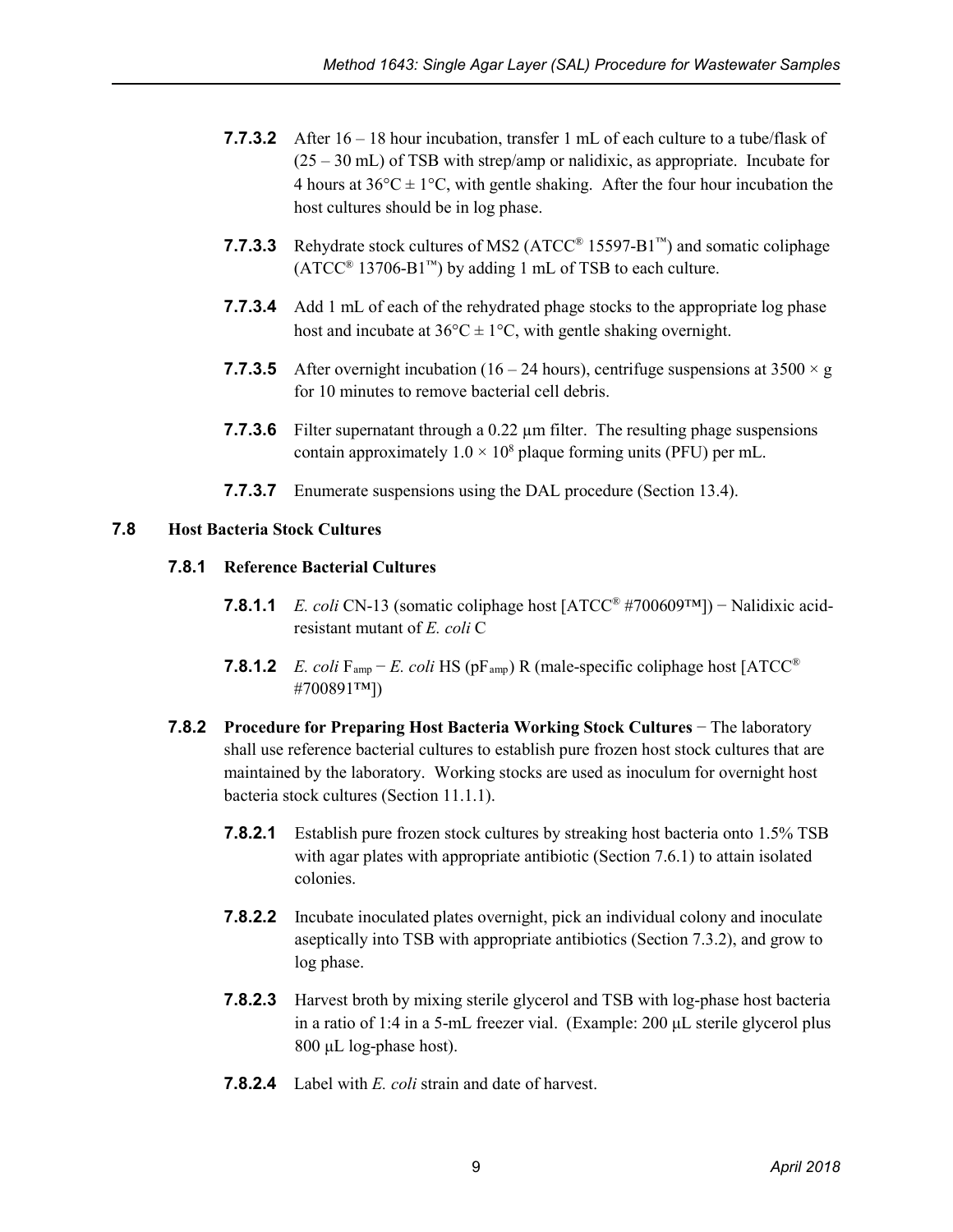**7.7.3.2** After 16 – 18 hour incubation, transfer 1 mL of each culture to a tube/flask of (25 – 30 mL) of TSB with strep/amp or nalidixic, as appropriate. Incubate for 4 hours at $36°C \pm 1°C$, with gentle shaking. After the four hour incubation the host cultures should be in log phase.

**7.7.3.3** Rehydrate stock cultures of MS2 (ATCC® 15597-B1™) and somatic coliphage (ATCC® 13706-B1™) by adding 1 mL of TSB to each culture.

**7.7.3.4** Add 1 mL of each of the rehydrated phage stocks to the appropriate log phase host and incubate at $36°C \pm 1°C$, with gentle shaking overnight.

**7.7.3.5** After overnight incubation (16 – 24 hours), centrifuge suspensions at $3500 \times g$ for 10 minutes to remove bacterial cell debris.

**7.7.3.6** Filter supernatant through a 0.22 µm filter. The resulting phage suspensions contain approximately $1.0 \times 10^8$ plaque forming units (PFU) per mL.

**7.7.3.7** Enumerate suspensions using the DAL procedure (Section 13.4).

## 7.8 Host Bacteria Stock Cultures

### 7.8.1 Reference Bacterial Cultures

**7.8.1.1** *E. coli* CN-13 (somatic coliphage host [ATCC® #700609™]) − Nalidixic acid-resistant mutant of *E. coli* C

**7.8.1.2** *E. coli* $F_{amp}$ − *E. coli* HS ($pF_{amp}$) R (male-specific coliphage host [ATCC® #700891™])

**7.8.2 Procedure for Preparing Host Bacteria Working Stock Cultures** − The laboratory shall use reference bacterial cultures to establish pure frozen host stock cultures that are maintained by the laboratory. Working stocks are used as inoculum for overnight host bacteria stock cultures (Section 11.1.1).

**7.8.2.1** Establish pure frozen stock cultures by streaking host bacteria onto 1.5% TSB with agar plates with appropriate antibiotic (Section 7.6.1) to attain isolated colonies.

**7.8.2.2** Incubate inoculated plates overnight, pick an individual colony and inoculate aseptically into TSB with appropriate antibiotics (Section 7.3.2), and grow to log phase.

**7.8.2.3** Harvest broth by mixing sterile glycerol and TSB with log-phase host bacteria in a ratio of 1:4 in a 5-mL freezer vial. (Example: 200 µL sterile glycerol plus 800 µL log-phase host).

**7.8.2.4** Label with *E. coli* strain and date of harvest.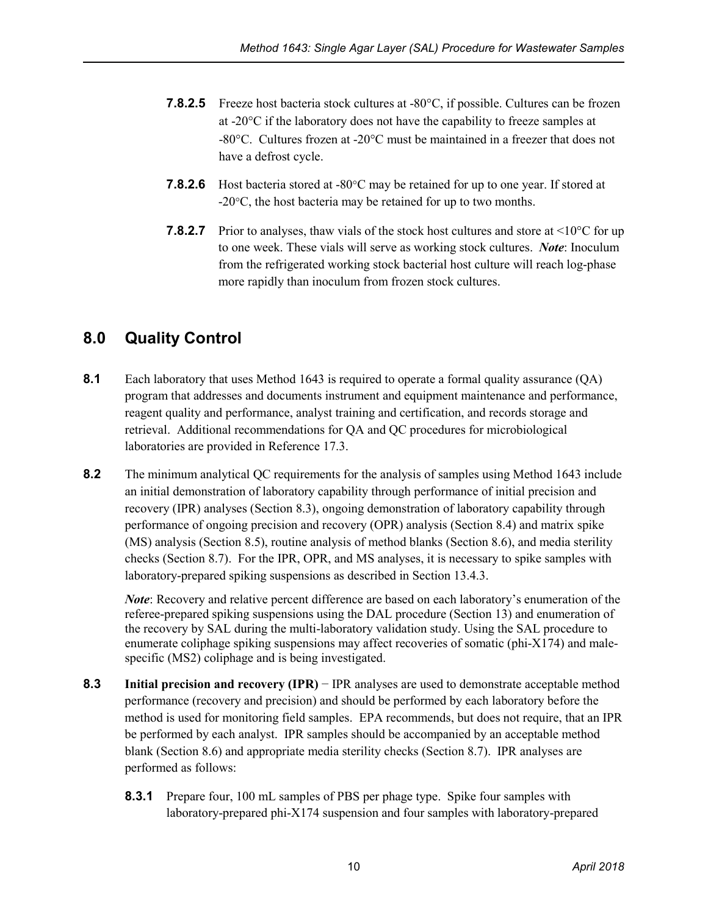**7.8.2.5** Freeze host bacteria stock cultures at -80°C, if possible. Cultures can be frozen at -20°C if the laboratory does not have the capability to freeze samples at -80°C. Cultures frozen at -20°C must be maintained in a freezer that does not have a defrost cycle.

**7.8.2.6** Host bacteria stored at -80°C may be retained for up to one year. If stored at -20°C, the host bacteria may be retained for up to two months.

**7.8.2.7** Prior to analyses, thaw vials of the stock host cultures and store at <10°C for up to one week. These vials will serve as working stock cultures. ***Note***: Inoculum from the refrigerated working stock bacterial host culture will reach log-phase more rapidly than inoculum from frozen stock cultures.

## 8.0 Quality Control

**8.1** Each laboratory that uses Method 1643 is required to operate a formal quality assurance (QA) program that addresses and documents instrument and equipment maintenance and performance, reagent quality and performance, analyst training and certification, and records storage and retrieval. Additional recommendations for QA and QC procedures for microbiological laboratories are provided in Reference 17.3.

**8.2** The minimum analytical QC requirements for the analysis of samples using Method 1643 include an initial demonstration of laboratory capability through performance of initial precision and recovery (IPR) analyses (Section 8.3), ongoing demonstration of laboratory capability through performance of ongoing precision and recovery (OPR) analysis (Section 8.4) and matrix spike (MS) analysis (Section 8.5), routine analysis of method blanks (Section 8.6), and media sterility checks (Section 8.7). For the IPR, OPR, and MS analyses, it is necessary to spike samples with laboratory-prepared spiking suspensions as described in Section 13.4.3.

*Note*: Recovery and relative percent difference are based on each laboratory's enumeration of the referee-prepared spiking suspensions using the DAL procedure (Section 13) and enumeration of the recovery by SAL during the multi-laboratory validation study. Using the SAL procedure to enumerate coliphage spiking suspensions may affect recoveries of somatic (phi-X174) and male-specific (MS2) coliphage and is being investigated.

**8.3** **Initial precision and recovery (IPR)** − IPR analyses are used to demonstrate acceptable method performance (recovery and precision) and should be performed by each laboratory before the method is used for monitoring field samples. EPA recommends, but does not require, that an IPR be performed by each analyst. IPR samples should be accompanied by an acceptable method blank (Section 8.6) and appropriate media sterility checks (Section 8.7). IPR analyses are performed as follows:

**8.3.1** Prepare four, 100 mL samples of PBS per phage type. Spike four samples with laboratory-prepared phi-X174 suspension and four samples with laboratory-prepared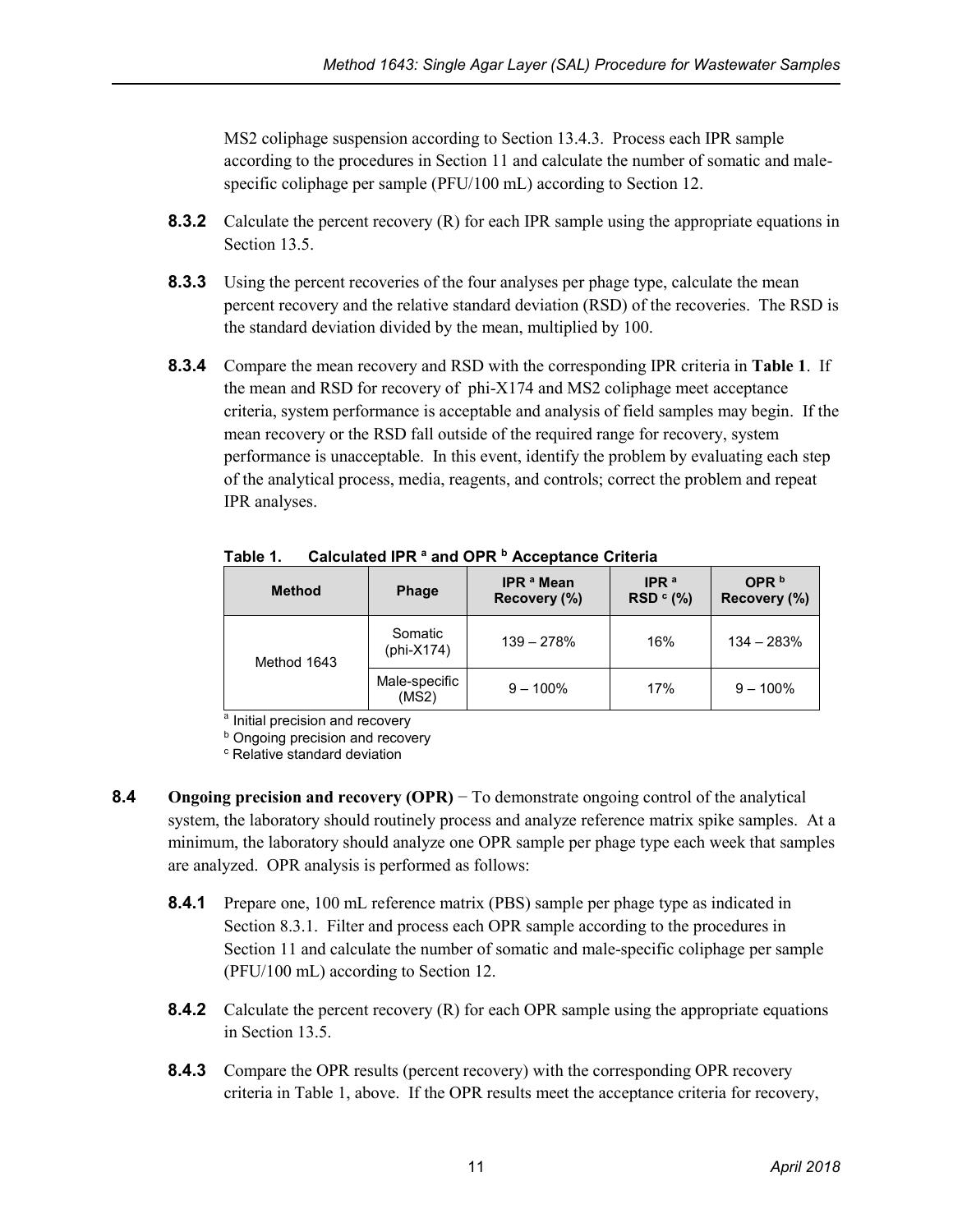MS2 coliphage suspension according to Section 13.4.3. Process each IPR sample according to the procedures in Section 11 and calculate the number of somatic and male-specific coliphage per sample (PFU/100 mL) according to Section 12.

**8.3.2** Calculate the percent recovery (R) for each IPR sample using the appropriate equations in Section 13.5.

**8.3.3** Using the percent recoveries of the four analyses per phage type, calculate the mean percent recovery and the relative standard deviation (RSD) of the recoveries. The RSD is the standard deviation divided by the mean, multiplied by 100.

**8.3.4** Compare the mean recovery and RSD with the corresponding IPR criteria in **Table 1**. If the mean and RSD for recovery of phi-X174 and MS2 coliphage meet acceptance criteria, system performance is acceptable and analysis of field samples may begin. If the mean recovery or the RSD fall outside of the required range for recovery, system performance is unacceptable. In this event, identify the problem by evaluating each step of the analytical process, media, reagents, and controls; correct the problem and repeat IPR analyses.

**Table 1. Calculated IPR [a] and OPR [b] Acceptance Criteria**

| Method | Phage | IPR [a] Mean Recovery (%) | IPR [a] RSD [c] (%) | OPR [b] Recovery (%) |
|---|---|---|---|---|
| Method 1643 | Somatic (phi-X174) | 139 – 278% | 16% | 134 – 283% |
| | Male-specific (MS2) | 9 – 100% | 17% | 9 – 100% |

[a] Initial precision and recovery
[b] Ongoing precision and recovery
[c] Relative standard deviation

**8.4** **Ongoing precision and recovery (OPR)** − To demonstrate ongoing control of the analytical system, the laboratory should routinely process and analyze reference matrix spike samples. At a minimum, the laboratory should analyze one OPR sample per phage type each week that samples are analyzed. OPR analysis is performed as follows:

**8.4.1** Prepare one, 100 mL reference matrix (PBS) sample per phage type as indicated in Section 8.3.1. Filter and process each OPR sample according to the procedures in Section 11 and calculate the number of somatic and male-specific coliphage per sample (PFU/100 mL) according to Section 12.

**8.4.2** Calculate the percent recovery (R) for each OPR sample using the appropriate equations in Section 13.5.

**8.4.3** Compare the OPR results (percent recovery) with the corresponding OPR recovery criteria in Table 1, above. If the OPR results meet the acceptance criteria for recovery,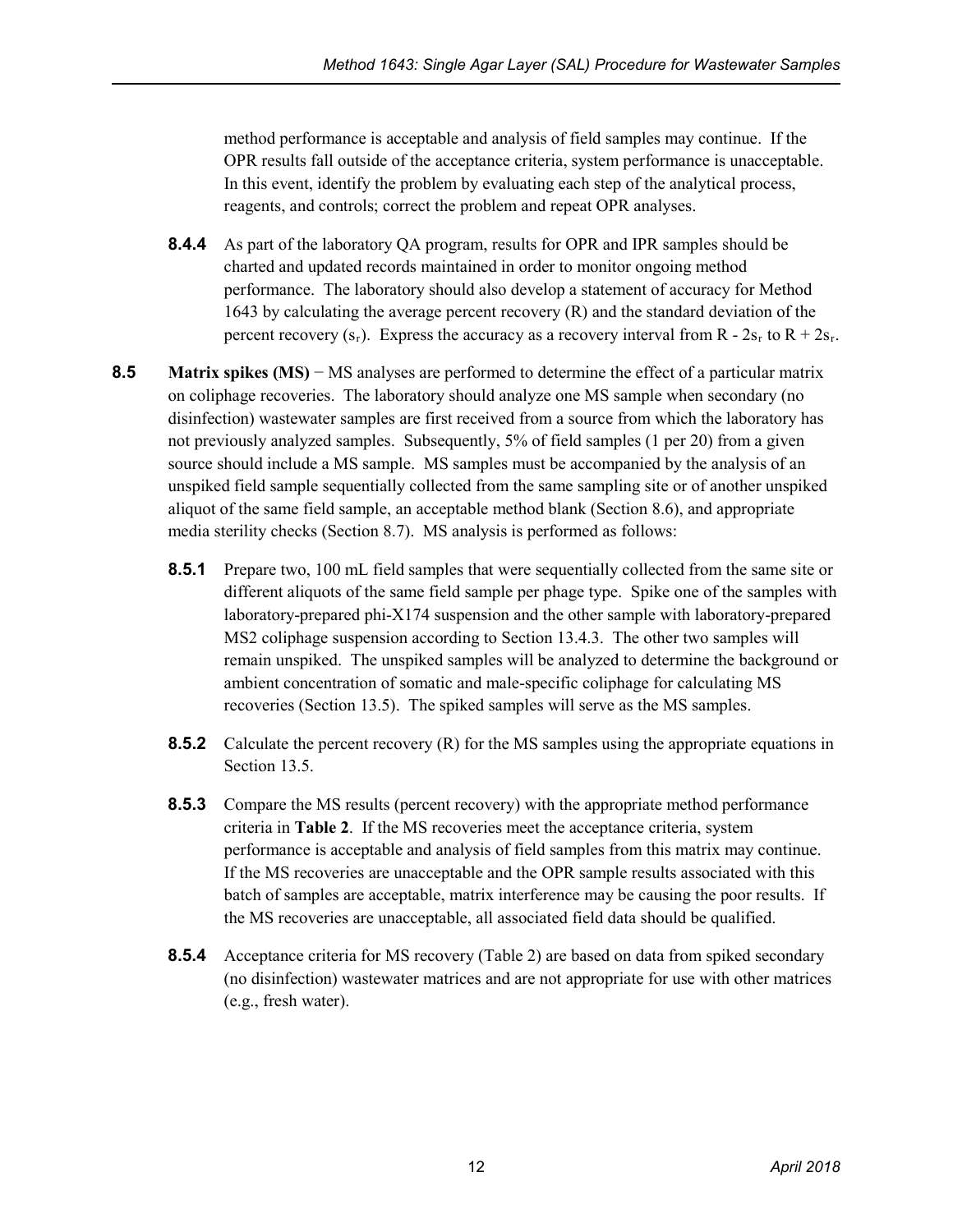method performance is acceptable and analysis of field samples may continue. If the OPR results fall outside of the acceptance criteria, system performance is unacceptable. In this event, identify the problem by evaluating each step of the analytical process, reagents, and controls; correct the problem and repeat OPR analyses.

**8.4.4** As part of the laboratory QA program, results for OPR and IPR samples should be charted and updated records maintained in order to monitor ongoing method performance. The laboratory should also develop a statement of accuracy for Method 1643 by calculating the average percent recovery (R) and the standard deviation of the percent recovery ($s_r$). Express the accuracy as a recovery interval from $R - 2s_r$ to $R + 2s_r$.

**8.5** **Matrix spikes (MS)** − MS analyses are performed to determine the effect of a particular matrix on coliphage recoveries. The laboratory should analyze one MS sample when secondary (no disinfection) wastewater samples are first received from a source from which the laboratory has not previously analyzed samples. Subsequently, 5% of field samples (1 per 20) from a given source should include a MS sample. MS samples must be accompanied by the analysis of an unspiked field sample sequentially collected from the same sampling site or of another unspiked aliquot of the same field sample, an acceptable method blank (Section 8.6), and appropriate media sterility checks (Section 8.7). MS analysis is performed as follows:

**8.5.1** Prepare two, 100 mL field samples that were sequentially collected from the same site or different aliquots of the same field sample per phage type. Spike one of the samples with laboratory-prepared phi-X174 suspension and the other sample with laboratory-prepared MS2 coliphage suspension according to Section 13.4.3. The other two samples will remain unspiked. The unspiked samples will be analyzed to determine the background or ambient concentration of somatic and male-specific coliphage for calculating MS recoveries (Section 13.5). The spiked samples will serve as the MS samples.

**8.5.2** Calculate the percent recovery (R) for the MS samples using the appropriate equations in Section 13.5.

**8.5.3** Compare the MS results (percent recovery) with the appropriate method performance criteria in **Table 2**. If the MS recoveries meet the acceptance criteria, system performance is acceptable and analysis of field samples from this matrix may continue. If the MS recoveries are unacceptable and the OPR sample results associated with this batch of samples are acceptable, matrix interference may be causing the poor results. If the MS recoveries are unacceptable, all associated field data should be qualified.

**8.5.4** Acceptance criteria for MS recovery (Table 2) are based on data from spiked secondary (no disinfection) wastewater matrices and are not appropriate for use with other matrices (e.g., fresh water).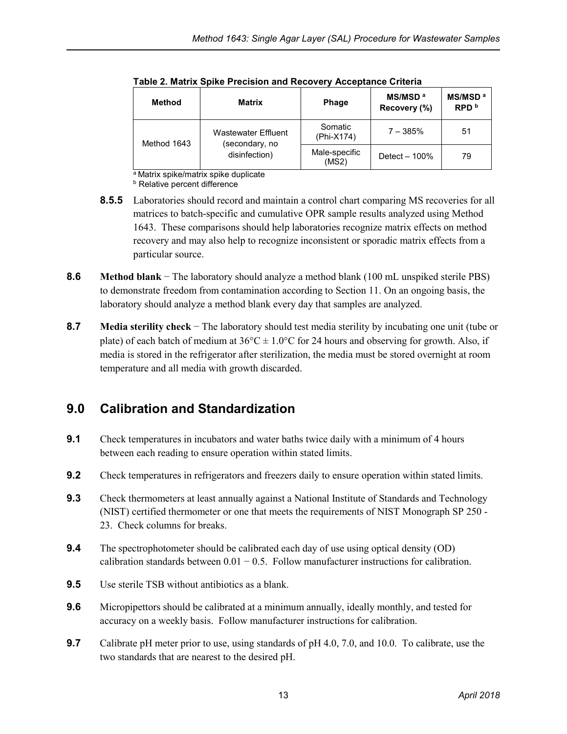**Table 2. Matrix Spike Precision and Recovery Acceptance Criteria**

| Method | Matrix | Phage | MS/MSD [a] Recovery (%) | MS/MSD [a] RPD [b] |
|---|---|---|---|---|
| Method 1643 | Wastewater Effluent (secondary, no disinfection) | Somatic (Phi-X174) | 7 – 385% | 51 |
| | | Male-specific (MS2) | Detect – 100% | 79 |

[a] Matrix spike/matrix spike duplicate
[b] Relative percent difference

**8.5.5** Laboratories should record and maintain a control chart comparing MS recoveries for all matrices to batch-specific and cumulative OPR sample results analyzed using Method 1643. These comparisons should help laboratories recognize matrix effects on method recovery and may also help to recognize inconsistent or sporadic matrix effects from a particular source.

**8.6** **Method blank** − The laboratory should analyze a method blank (100 mL unspiked sterile PBS) to demonstrate freedom from contamination according to Section 11. On an ongoing basis, the laboratory should analyze a method blank every day that samples are analyzed.

**8.7** **Media sterility check** − The laboratory should test media sterility by incubating one unit (tube or plate) of each batch of medium at 36°C ± 1.0°C for 24 hours and observing for growth. Also, if media is stored in the refrigerator after sterilization, the media must be stored overnight at room temperature and all media with growth discarded.

## 9.0 Calibration and Standardization

**9.1** Check temperatures in incubators and water baths twice daily with a minimum of 4 hours between each reading to ensure operation within stated limits.

**9.2** Check temperatures in refrigerators and freezers daily to ensure operation within stated limits.

**9.3** Check thermometers at least annually against a National Institute of Standards and Technology (NIST) certified thermometer or one that meets the requirements of NIST Monograph SP 250 - 23. Check columns for breaks.

**9.4** The spectrophotometer should be calibrated each day of use using optical density (OD) calibration standards between 0.01 − 0.5. Follow manufacturer instructions for calibration.

**9.5** Use sterile TSB without antibiotics as a blank.

**9.6** Micropipettors should be calibrated at a minimum annually, ideally monthly, and tested for accuracy on a weekly basis. Follow manufacturer instructions for calibration.

**9.7** Calibrate pH meter prior to use, using standards of pH 4.0, 7.0, and 10.0. To calibrate, use the two standards that are nearest to the desired pH.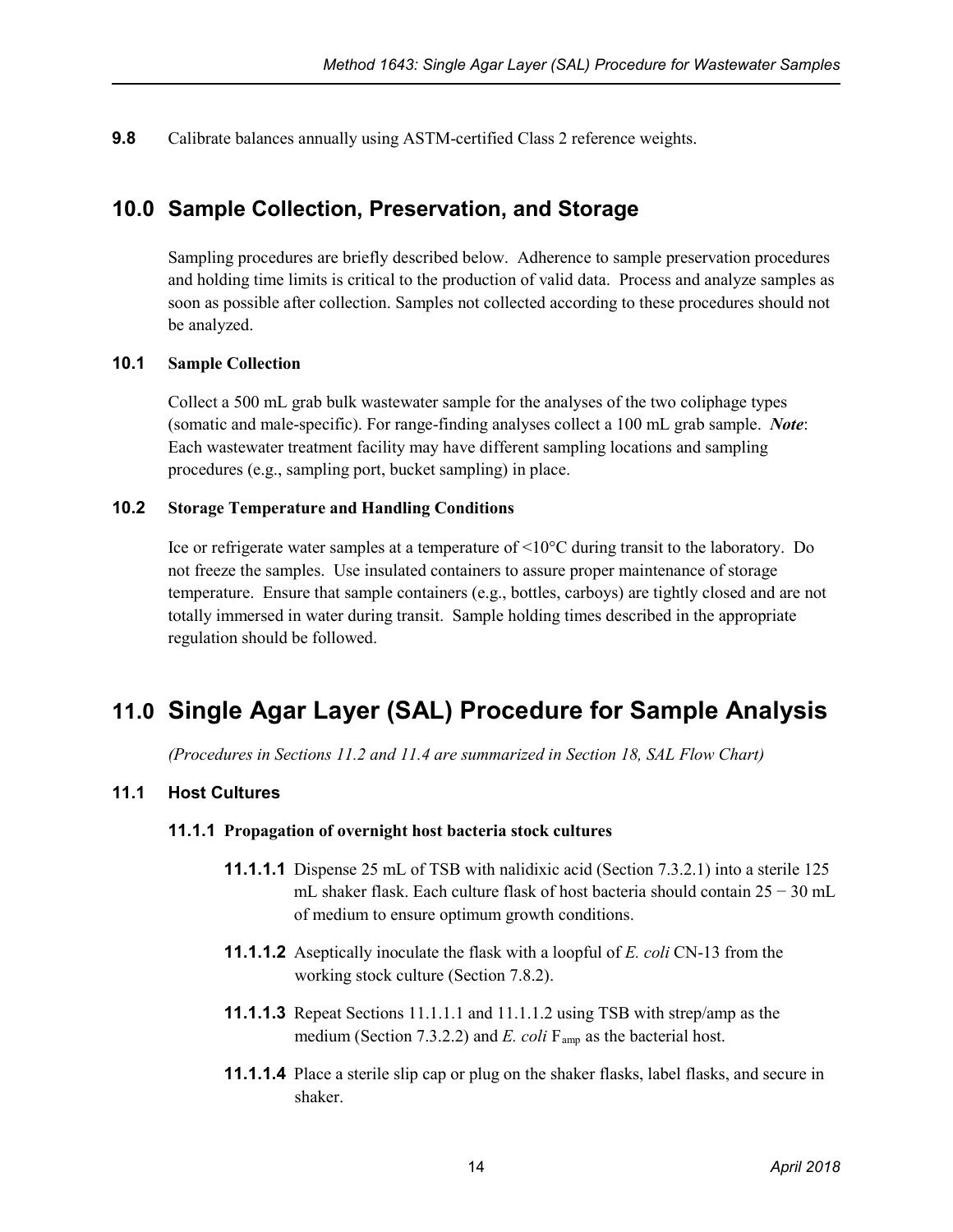**9.8** Calibrate balances annually using ASTM-certified Class 2 reference weights.

## 10.0 Sample Collection, Preservation, and Storage

Sampling procedures are briefly described below. Adherence to sample preservation procedures and holding time limits is critical to the production of valid data. Process and analyze samples as soon as possible after collection. Samples not collected according to these procedures should not be analyzed.

### 10.1 Sample Collection

Collect a 500 mL grab bulk wastewater sample for the analyses of the two coliphage types (somatic and male-specific). For range-finding analyses collect a 100 mL grab sample. ***Note***: Each wastewater treatment facility may have different sampling locations and sampling procedures (e.g., sampling port, bucket sampling) in place.

### 10.2 Storage Temperature and Handling Conditions

Ice or refrigerate water samples at a temperature of <10°C during transit to the laboratory. Do not freeze the samples. Use insulated containers to assure proper maintenance of storage temperature. Ensure that sample containers (e.g., bottles, carboys) are tightly closed and are not totally immersed in water during transit. Sample holding times described in the appropriate regulation should be followed.

# 11.0 Single Agar Layer (SAL) Procedure for Sample Analysis

*(Procedures in Sections 11.2 and 11.4 are summarized in Section 18, SAL Flow Chart)*

### 11.1 Host Cultures

#### 11.1.1 Propagation of overnight host bacteria stock cultures

**11.1.1.1** Dispense 25 mL of TSB with nalidixic acid (Section 7.3.2.1) into a sterile 125 mL shaker flask. Each culture flask of host bacteria should contain 25 − 30 mL of medium to ensure optimum growth conditions.

**11.1.1.2** Aseptically inoculate the flask with a loopful of *E. coli* CN-13 from the working stock culture (Section 7.8.2).

**11.1.1.3** Repeat Sections 11.1.1.1 and 11.1.1.2 using TSB with strep/amp as the medium (Section 7.3.2.2) and *E. coli* $F_{amp}$ as the bacterial host.

**11.1.1.4** Place a sterile slip cap or plug on the shaker flasks, label flasks, and secure in shaker.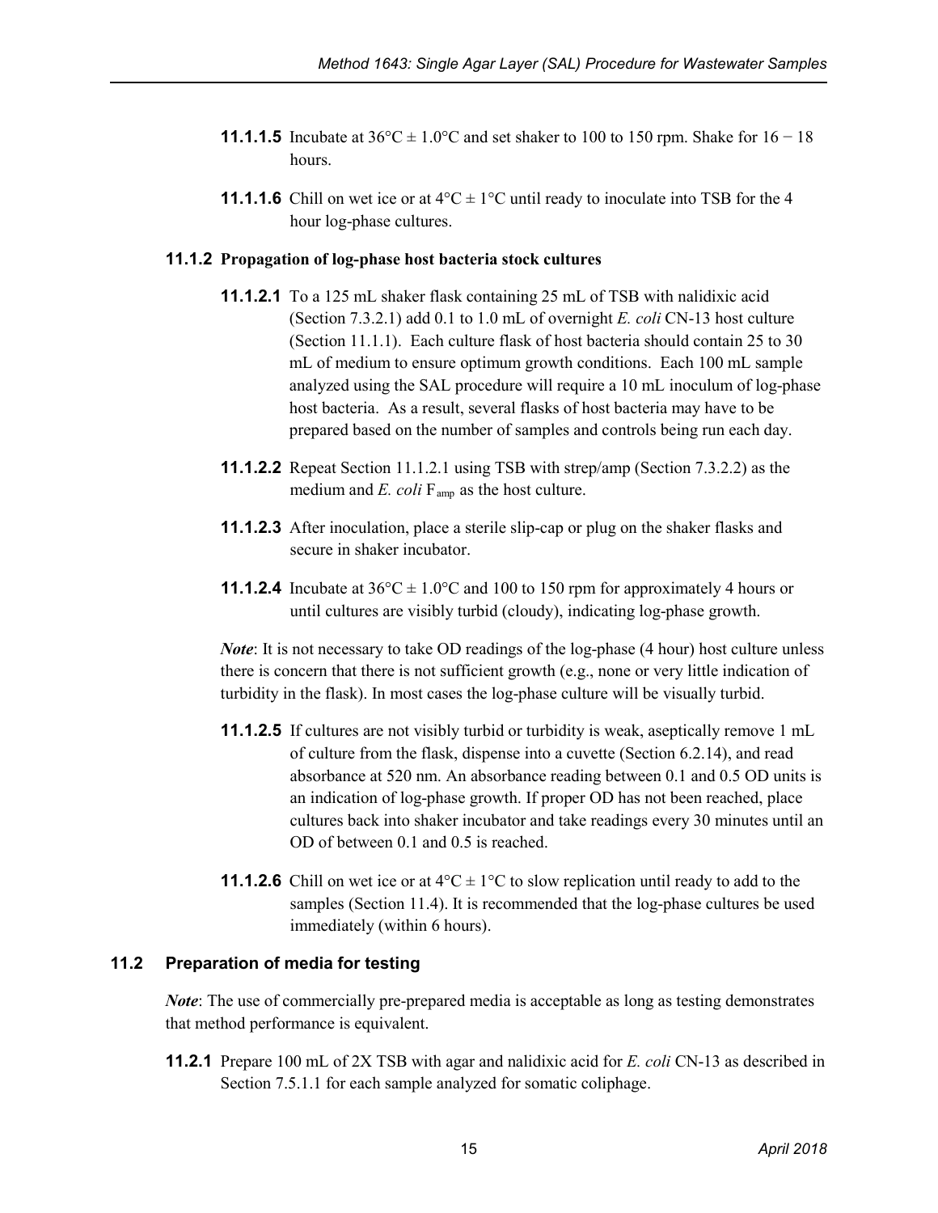**11.1.1.5** Incubate at 36°C ± 1.0°C and set shaker to 100 to 150 rpm. Shake for 16 − 18 hours.

**11.1.1.6** Chill on wet ice or at 4°C ± 1°C until ready to inoculate into TSB for the 4 hour log-phase cultures.

### 11.1.2 Propagation of log-phase host bacteria stock cultures

**11.1.2.1** To a 125 mL shaker flask containing 25 mL of TSB with nalidixic acid (Section 7.3.2.1) add 0.1 to 1.0 mL of overnight *E. coli* CN-13 host culture (Section 11.1.1). Each culture flask of host bacteria should contain 25 to 30 mL of medium to ensure optimum growth conditions. Each 100 mL sample analyzed using the SAL procedure will require a 10 mL inoculum of log-phase host bacteria. As a result, several flasks of host bacteria may have to be prepared based on the number of samples and controls being run each day.

**11.1.2.2** Repeat Section 11.1.2.1 using TSB with strep/amp (Section 7.3.2.2) as the medium and *E. coli* $F_{amp}$ as the host culture.

**11.1.2.3** After inoculation, place a sterile slip-cap or plug on the shaker flasks and secure in shaker incubator.

**11.1.2.4** Incubate at 36°C ± 1.0°C and 100 to 150 rpm for approximately 4 hours or until cultures are visibly turbid (cloudy), indicating log-phase growth.

*Note*: It is not necessary to take OD readings of the log-phase (4 hour) host culture unless there is concern that there is not sufficient growth (e.g., none or very little indication of turbidity in the flask). In most cases the log-phase culture will be visually turbid.

**11.1.2.5** If cultures are not visibly turbid or turbidity is weak, aseptically remove 1 mL of culture from the flask, dispense into a cuvette (Section 6.2.14), and read absorbance at 520 nm. An absorbance reading between 0.1 and 0.5 OD units is an indication of log-phase growth. If proper OD has not been reached, place cultures back into shaker incubator and take readings every 30 minutes until an OD of between 0.1 and 0.5 is reached.

**11.1.2.6** Chill on wet ice or at 4°C ± 1°C to slow replication until ready to add to the samples (Section 11.4). It is recommended that the log-phase cultures be used immediately (within 6 hours).

## 11.2 Preparation of media for testing

*Note*: The use of commercially pre-prepared media is acceptable as long as testing demonstrates that method performance is equivalent.

**11.2.1** Prepare 100 mL of 2X TSB with agar and nalidixic acid for *E. coli* CN-13 as described in Section 7.5.1.1 for each sample analyzed for somatic coliphage.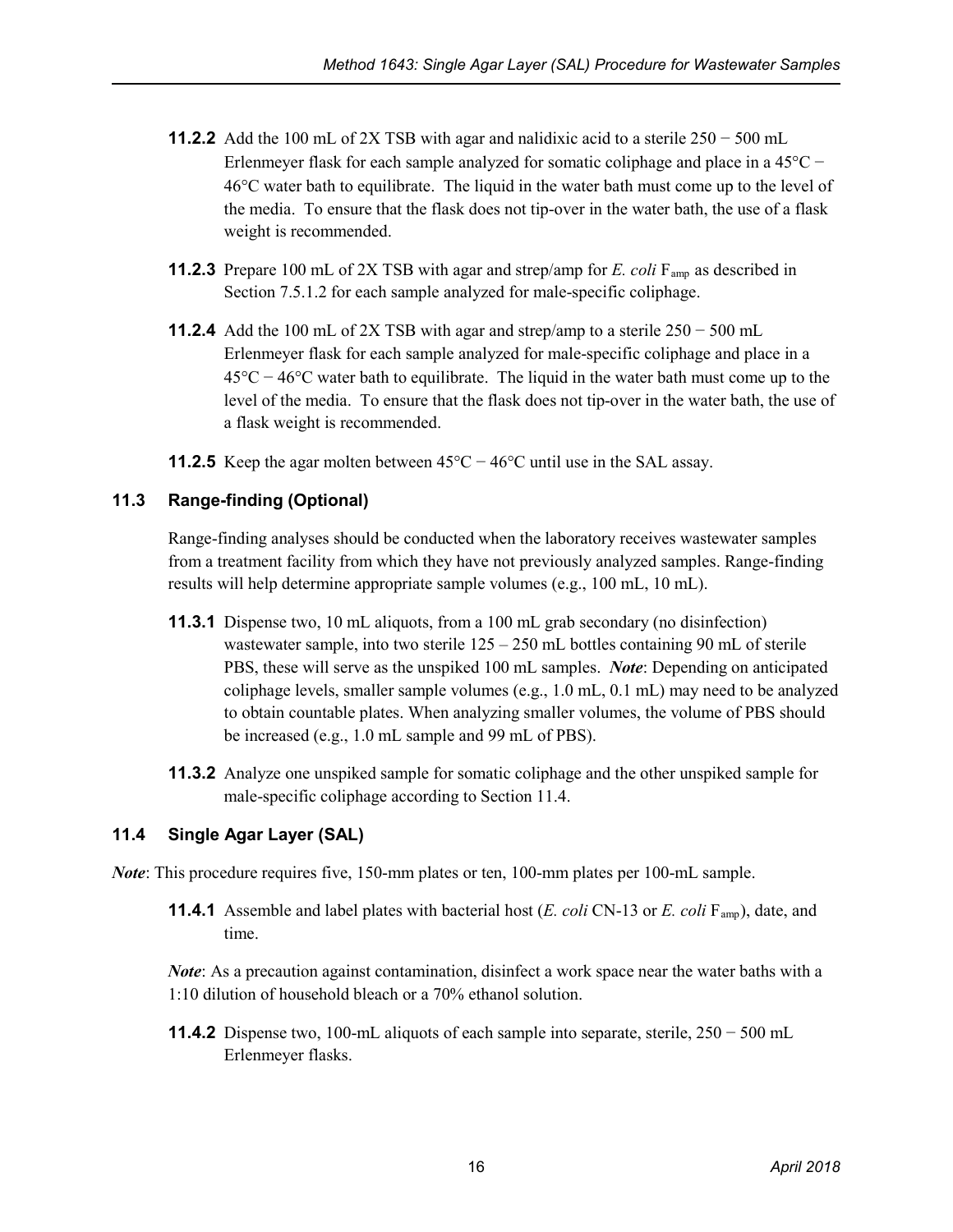**11.2.2** Add the 100 mL of 2X TSB with agar and nalidixic acid to a sterile 250 − 500 mL Erlenmeyer flask for each sample analyzed for somatic coliphage and place in a 45°C − 46°C water bath to equilibrate. The liquid in the water bath must come up to the level of the media. To ensure that the flask does not tip-over in the water bath, the use of a flask weight is recommended.

**11.2.3** Prepare 100 mL of 2X TSB with agar and strep/amp for *E. coli* $F_{amp}$ as described in Section 7.5.1.2 for each sample analyzed for male-specific coliphage.

**11.2.4** Add the 100 mL of 2X TSB with agar and strep/amp to a sterile 250 − 500 mL Erlenmeyer flask for each sample analyzed for male-specific coliphage and place in a 45°C − 46°C water bath to equilibrate. The liquid in the water bath must come up to the level of the media. To ensure that the flask does not tip-over in the water bath, the use of a flask weight is recommended.

**11.2.5** Keep the agar molten between 45°C − 46°C until use in the SAL assay.

### 11.3 Range-finding (Optional)

Range-finding analyses should be conducted when the laboratory receives wastewater samples from a treatment facility from which they have not previously analyzed samples. Range-finding results will help determine appropriate sample volumes (e.g., 100 mL, 10 mL).

**11.3.1** Dispense two, 10 mL aliquots, from a 100 mL grab secondary (no disinfection) wastewater sample, into two sterile 125 – 250 mL bottles containing 90 mL of sterile PBS, these will serve as the unspiked 100 mL samples. ***Note***: Depending on anticipated coliphage levels, smaller sample volumes (e.g., 1.0 mL, 0.1 mL) may need to be analyzed to obtain countable plates. When analyzing smaller volumes, the volume of PBS should be increased (e.g., 1.0 mL sample and 99 mL of PBS).

**11.3.2** Analyze one unspiked sample for somatic coliphage and the other unspiked sample for male-specific coliphage according to Section 11.4.

### 11.4 Single Agar Layer (SAL)

***Note***: This procedure requires five, 150-mm plates or ten, 100-mm plates per 100-mL sample.

**11.4.1** Assemble and label plates with bacterial host (*E. coli* CN-13 or *E. coli* $F_{amp}$), date, and time.

***Note***: As a precaution against contamination, disinfect a work space near the water baths with a 1:10 dilution of household bleach or a 70% ethanol solution.

**11.4.2** Dispense two, 100-mL aliquots of each sample into separate, sterile, 250 − 500 mL Erlenmeyer flasks.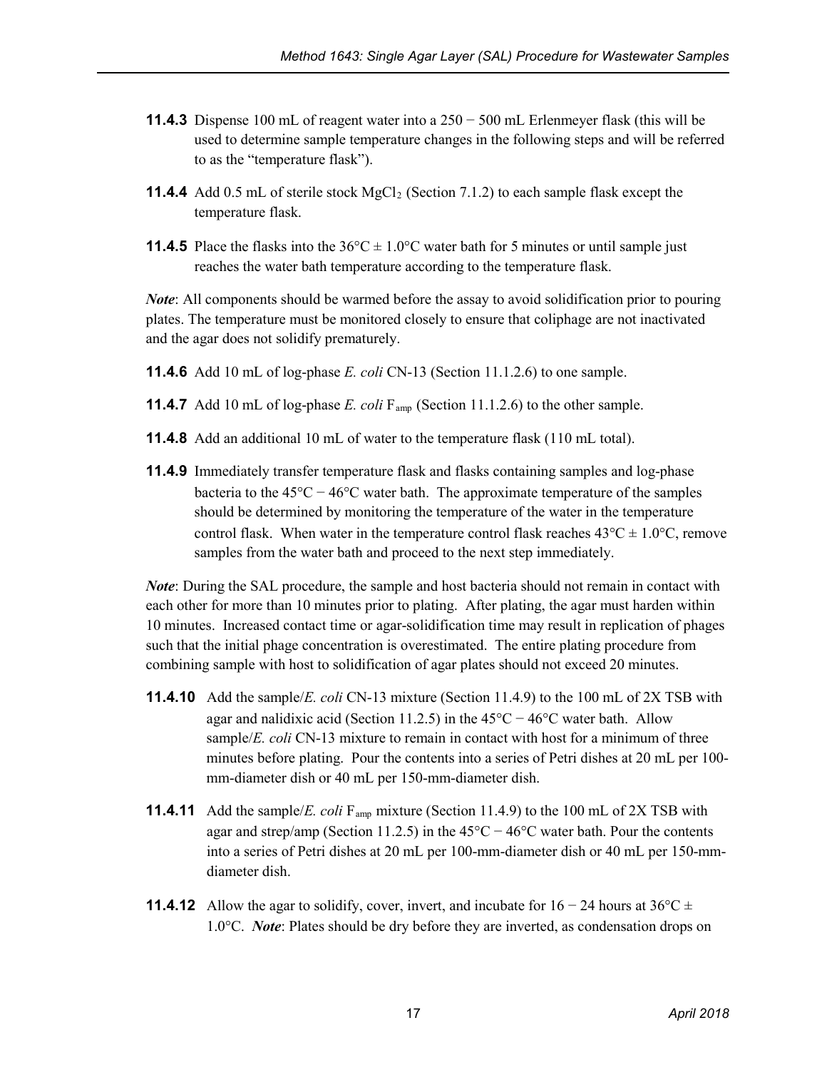**11.4.3** Dispense 100 mL of reagent water into a 250 − 500 mL Erlenmeyer flask (this will be used to determine sample temperature changes in the following steps and will be referred to as the "temperature flask").

**11.4.4** Add 0.5 mL of sterile stock $MgCl_2$ (Section 7.1.2) to each sample flask except the temperature flask.

**11.4.5** Place the flasks into the 36°C ± 1.0°C water bath for 5 minutes or until sample just reaches the water bath temperature according to the temperature flask.

***Note***: All components should be warmed before the assay to avoid solidification prior to pouring plates. The temperature must be monitored closely to ensure that coliphage are not inactivated and the agar does not solidify prematurely.

**11.4.6** Add 10 mL of log-phase *E. coli* CN-13 (Section 11.1.2.6) to one sample.

**11.4.7** Add 10 mL of log-phase *E. coli* $F_{amp}$ (Section 11.1.2.6) to the other sample.

**11.4.8** Add an additional 10 mL of water to the temperature flask (110 mL total).

**11.4.9** Immediately transfer temperature flask and flasks containing samples and log-phase bacteria to the 45°C − 46°C water bath. The approximate temperature of the samples should be determined by monitoring the temperature of the water in the temperature control flask. When water in the temperature control flask reaches 43°C ± 1.0°C, remove samples from the water bath and proceed to the next step immediately.

***Note***: During the SAL procedure, the sample and host bacteria should not remain in contact with each other for more than 10 minutes prior to plating. After plating, the agar must harden within 10 minutes. Increased contact time or agar-solidification time may result in replication of phages such that the initial phage concentration is overestimated. The entire plating procedure from combining sample with host to solidification of agar plates should not exceed 20 minutes.

**11.4.10** Add the sample/*E. coli* CN-13 mixture (Section 11.4.9) to the 100 mL of 2X TSB with agar and nalidixic acid (Section 11.2.5) in the 45°C − 46°C water bath. Allow sample/*E. coli* CN-13 mixture to remain in contact with host for a minimum of three minutes before plating. Pour the contents into a series of Petri dishes at 20 mL per 100-mm-diameter dish or 40 mL per 150-mm-diameter dish.

**11.4.11** Add the sample/*E. coli* $F_{amp}$ mixture (Section 11.4.9) to the 100 mL of 2X TSB with agar and strep/amp (Section 11.2.5) in the 45°C − 46°C water bath. Pour the contents into a series of Petri dishes at 20 mL per 100-mm-diameter dish or 40 mL per 150-mm-diameter dish.

**11.4.12** Allow the agar to solidify, cover, invert, and incubate for 16 − 24 hours at 36°C ± 1.0°C. ***Note***: Plates should be dry before they are inverted, as condensation drops on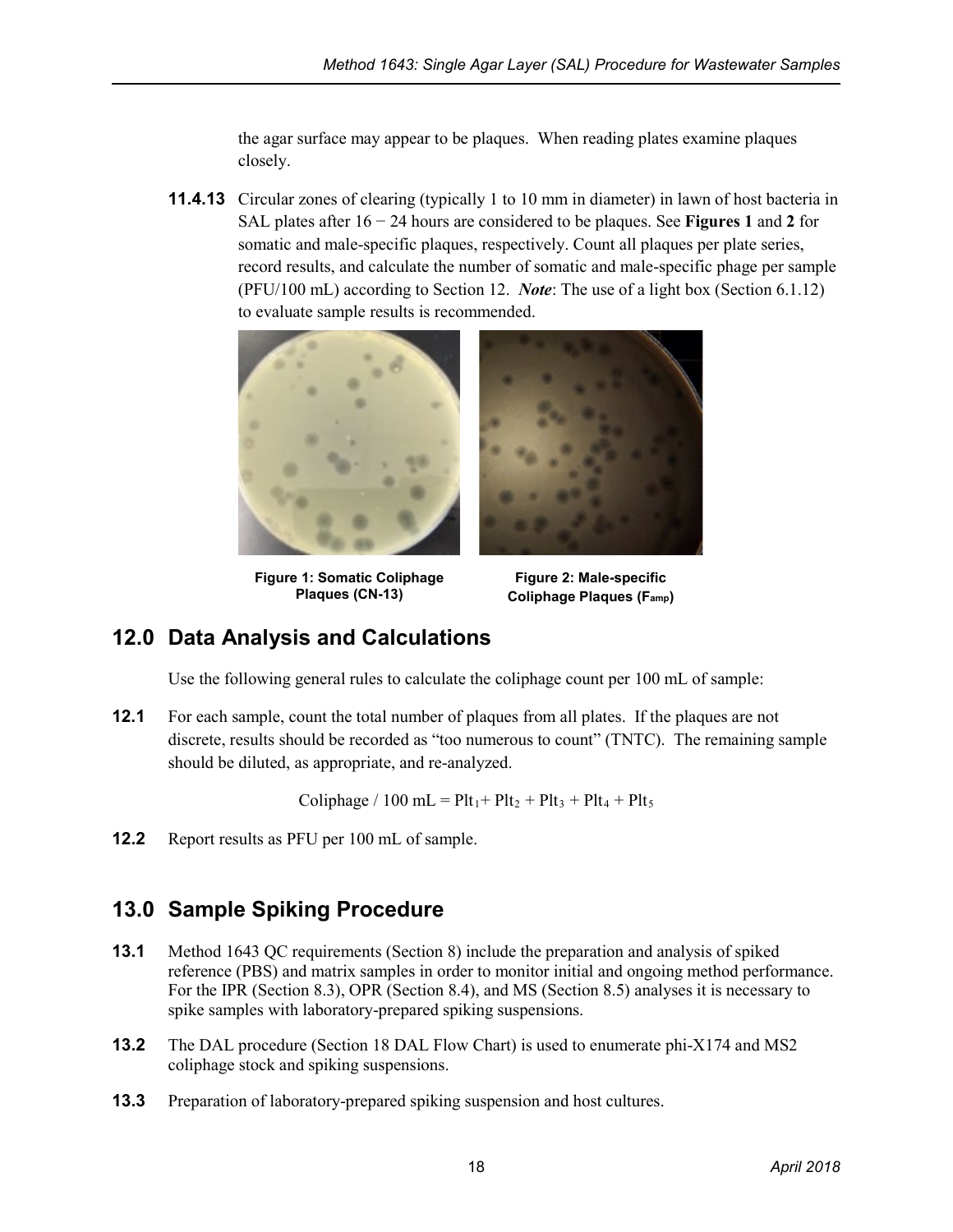the agar surface may appear to be plaques. When reading plates examine plaques closely.

**11.4.13** Circular zones of clearing (typically 1 to 10 mm in diameter) in lawn of host bacteria in SAL plates after 16 − 24 hours are considered to be plaques. See **Figures 1** and **2** for somatic and male-specific plaques, respectively. Count all plaques per plate series, record results, and calculate the number of somatic and male-specific phage per sample (PFU/100 mL) according to Section 12. ***Note***: The use of a light box (Section 6.1.12) to evaluate sample results is recommended.

**Figure 1: Somatic Coliphage Plaques (CN-13)**

**Figure 2: Male-specific Coliphage Plaques ($F_{amp}$)**

## 12.0 Data Analysis and Calculations

Use the following general rules to calculate the coliphage count per 100 mL of sample:

**12.1** For each sample, count the total number of plaques from all plates. If the plaques are not discrete, results should be recorded as "too numerous to count" (TNTC). The remaining sample should be diluted, as appropriate, and re-analyzed.

$$\text{Coliphage / 100 mL} = Plt_1 + Plt_2 + Plt_3 + Plt_4 + Plt_5$$

**12.2** Report results as PFU per 100 mL of sample.

## 13.0 Sample Spiking Procedure

**13.1** Method 1643 QC requirements (Section 8) include the preparation and analysis of spiked reference (PBS) and matrix samples in order to monitor initial and ongoing method performance. For the IPR (Section 8.3), OPR (Section 8.4), and MS (Section 8.5) analyses it is necessary to spike samples with laboratory-prepared spiking suspensions.

**13.2** The DAL procedure (Section 18 DAL Flow Chart) is used to enumerate phi-X174 and MS2 coliphage stock and spiking suspensions.

**13.3** Preparation of laboratory-prepared spiking suspension and host cultures.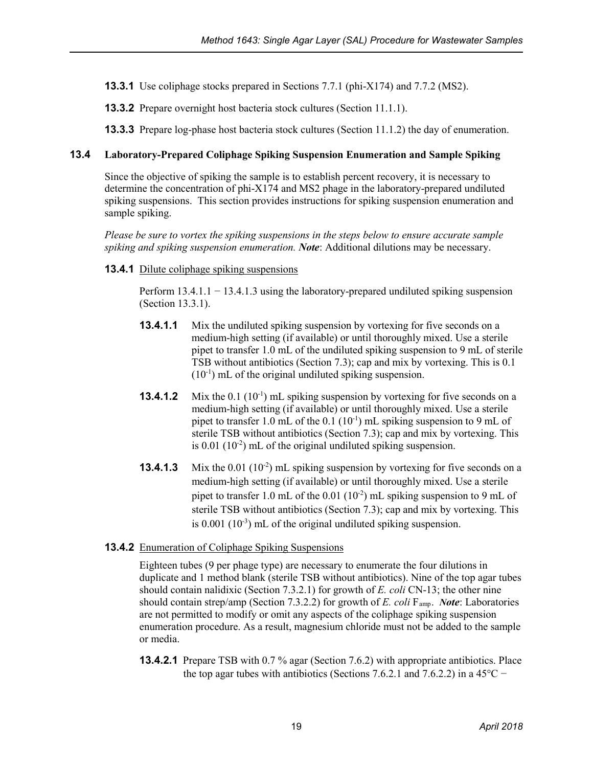**13.3.1** Use coliphage stocks prepared in Sections 7.7.1 (phi-X174) and 7.7.2 (MS2).

**13.3.2** Prepare overnight host bacteria stock cultures (Section 11.1.1).

**13.3.3** Prepare log-phase host bacteria stock cultures (Section 11.1.2) the day of enumeration.

### 13.4 Laboratory-Prepared Coliphage Spiking Suspension Enumeration and Sample Spiking

Since the objective of spiking the sample is to establish percent recovery, it is necessary to determine the concentration of phi-X174 and MS2 phage in the laboratory-prepared undiluted spiking suspensions. This section provides instructions for spiking suspension enumeration and sample spiking.

*Please be sure to vortex the spiking suspensions in the steps below to ensure accurate sample spiking and spiking suspension enumeration.* ***Note***: Additional dilutions may be necessary.

**13.4.1** Dilute coliphage spiking suspensions

Perform 13.4.1.1 − 13.4.1.3 using the laboratory-prepared undiluted spiking suspension (Section 13.3.1).

**13.4.1.1** Mix the undiluted spiking suspension by vortexing for five seconds on a medium-high setting (if available) or until thoroughly mixed. Use a sterile pipet to transfer 1.0 mL of the undiluted spiking suspension to 9 mL of sterile TSB without antibiotics (Section 7.3); cap and mix by vortexing. This is 0.1 ($10^{-1}$) mL of the original undiluted spiking suspension.

**13.4.1.2** Mix the 0.1 ($10^{-1}$) mL spiking suspension by vortexing for five seconds on a medium-high setting (if available) or until thoroughly mixed. Use a sterile pipet to transfer 1.0 mL of the 0.1 ($10^{-1}$) mL spiking suspension to 9 mL of sterile TSB without antibiotics (Section 7.3); cap and mix by vortexing. This is 0.01 ($10^{-2}$) mL of the original undiluted spiking suspension.

**13.4.1.3** Mix the 0.01 ($10^{-2}$) mL spiking suspension by vortexing for five seconds on a medium-high setting (if available) or until thoroughly mixed. Use a sterile pipet to transfer 1.0 mL of the 0.01 ($10^{-2}$) mL spiking suspension to 9 mL of sterile TSB without antibiotics (Section 7.3); cap and mix by vortexing. This is 0.001 ($10^{-3}$) mL of the original undiluted spiking suspension.

**13.4.2** Enumeration of Coliphage Spiking Suspensions

Eighteen tubes (9 per phage type) are necessary to enumerate the four dilutions in duplicate and 1 method blank (sterile TSB without antibiotics). Nine of the top agar tubes should contain nalidixic (Section 7.3.2.1) for growth of *E. coli* CN-13; the other nine should contain strep/amp (Section 7.3.2.2) for growth of *E. coli* $F_{amp}$. ***Note***: Laboratories are not permitted to modify or omit any aspects of the coliphage spiking suspension enumeration procedure. As a result, magnesium chloride must not be added to the sample or media.

**13.4.2.1** Prepare TSB with 0.7 % agar (Section 7.6.2) with appropriate antibiotics. Place the top agar tubes with antibiotics (Sections 7.6.2.1 and 7.6.2.2) in a 45°C −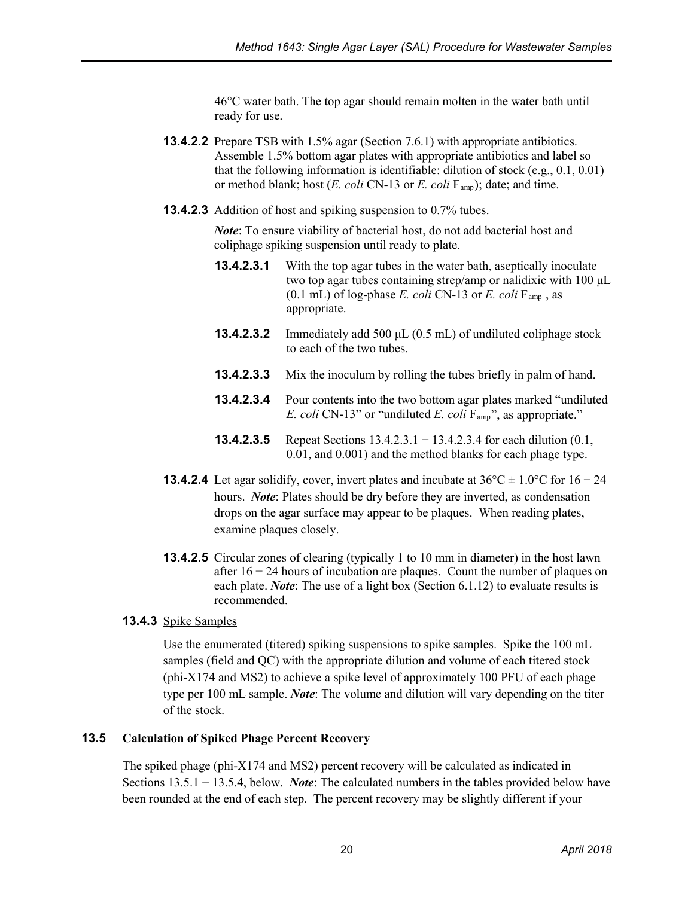46°C water bath. The top agar should remain molten in the water bath until ready for use.

**13.4.2.2** Prepare TSB with 1.5% agar (Section 7.6.1) with appropriate antibiotics. Assemble 1.5% bottom agar plates with appropriate antibiotics and label so that the following information is identifiable: dilution of stock (e.g., 0.1, 0.01) or method blank; host (*E. coli* CN-13 or *E. coli* $F_{amp}$); date; and time.

**13.4.2.3** Addition of host and spiking suspension to 0.7% tubes.

***Note***: To ensure viability of bacterial host, do not add bacterial host and coliphage spiking suspension until ready to plate.

**13.4.2.3.1** With the top agar tubes in the water bath, aseptically inoculate two top agar tubes containing strep/amp or nalidixic with 100 μL (0.1 mL) of log-phase *E. coli* CN-13 or *E. coli* $F_{amp}$ , as appropriate.

**13.4.2.3.2** Immediately add 500 μL (0.5 mL) of undiluted coliphage stock to each of the two tubes.

**13.4.2.3.3** Mix the inoculum by rolling the tubes briefly in palm of hand.

**13.4.2.3.4** Pour contents into the two bottom agar plates marked "undiluted *E. coli* CN-13" or "undiluted *E. coli* $F_{amp}$", as appropriate."

**13.4.2.3.5** Repeat Sections 13.4.2.3.1 − 13.4.2.3.4 for each dilution (0.1, 0.01, and 0.001) and the method blanks for each phage type.

**13.4.2.4** Let agar solidify, cover, invert plates and incubate at 36°C ± 1.0°C for 16 − 24 hours. ***Note***: Plates should be dry before they are inverted, as condensation drops on the agar surface may appear to be plaques. When reading plates, examine plaques closely.

**13.4.2.5** Circular zones of clearing (typically 1 to 10 mm in diameter) in the host lawn after 16 − 24 hours of incubation are plaques. Count the number of plaques on each plate. ***Note***: The use of a light box (Section 6.1.12) to evaluate results is recommended.

**13.4.3** Spike Samples

Use the enumerated (titered) spiking suspensions to spike samples. Spike the 100 mL samples (field and QC) with the appropriate dilution and volume of each titered stock (phi-X174 and MS2) to achieve a spike level of approximately 100 PFU of each phage type per 100 mL sample. ***Note***: The volume and dilution will vary depending on the titer of the stock.

## 13.5 Calculation of Spiked Phage Percent Recovery

The spiked phage (phi-X174 and MS2) percent recovery will be calculated as indicated in Sections 13.5.1 − 13.5.4, below. ***Note***: The calculated numbers in the tables provided below have been rounded at the end of each step. The percent recovery may be slightly different if your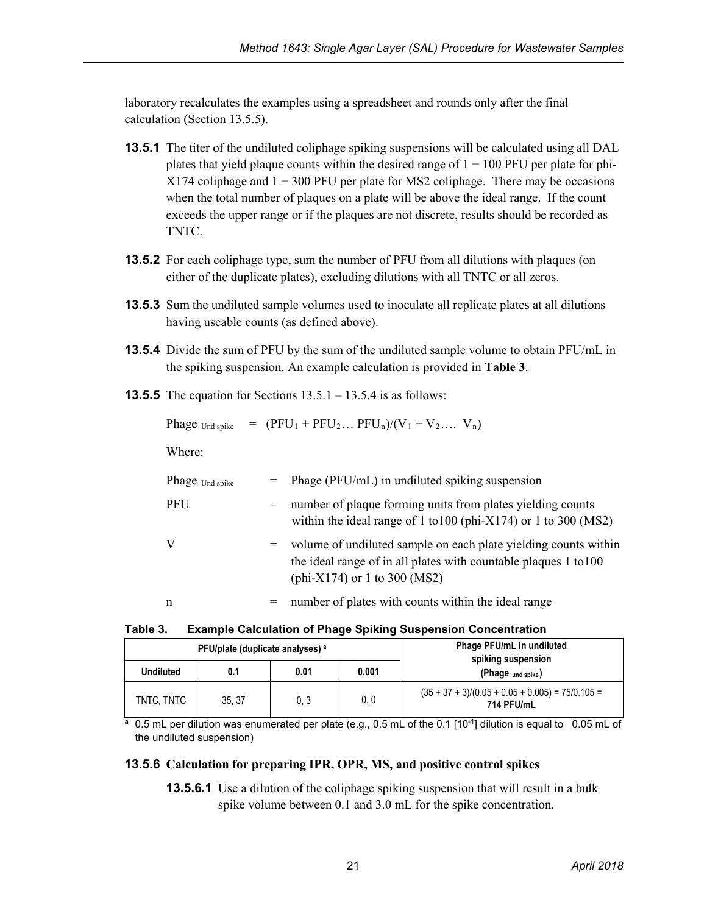laboratory recalculates the examples using a spreadsheet and rounds only after the final calculation (Section 13.5.5).

**13.5.1** The titer of the undiluted coliphage spiking suspensions will be calculated using all DAL plates that yield plaque counts within the desired range of 1 − 100 PFU per plate for phi-X174 coliphage and 1 − 300 PFU per plate for MS2 coliphage. There may be occasions when the total number of plaques on a plate will be above the ideal range. If the count exceeds the upper range or if the plaques are not discrete, results should be recorded as TNTC.

**13.5.2** For each coliphage type, sum the number of PFU from all dilutions with plaques (on either of the duplicate plates), excluding dilutions with all TNTC or all zeros.

**13.5.3** Sum the undiluted sample volumes used to inoculate all replicate plates at all dilutions having useable counts (as defined above).

**13.5.4** Divide the sum of PFU by the sum of the undiluted sample volume to obtain PFU/mL in the spiking suspension. An example calculation is provided in **Table 3**.

**13.5.5** The equation for Sections 13.5.1 – 13.5.4 is as follows:

$$\text{Phage}_{\text{Und spike}} = (\text{PFU}_1 + \text{PFU}_2 \ldots \text{PFU}_n)/(V_1 + V_2 \ldots . V_n)$$

Where:

| | | |
|---|---|---|
| $\text{Phage}_{\text{Und spike}}$ | = | Phage (PFU/mL) in undiluted spiking suspension |
| PFU | = | number of plaque forming units from plates yielding counts within the ideal range of 1 to100 (phi-X174) or 1 to 300 (MS2) |
| V | = | volume of undiluted sample on each plate yielding counts within the ideal range of in all plates with countable plaques 1 to100 (phi-X174) or 1 to 300 (MS2) |
| n | = | number of plates with counts within the ideal range |

**Table 3. Example Calculation of Phage Spiking Suspension Concentration**

| PFU/plate (duplicate analyses) [a] | | | | Phage PFU/mL in undiluted spiking suspension ($\text{Phage}_{\text{und spike}}$) |
|---|---|---|---|---|
| **Undiluted** | **0.1** | **0.01** | **0.001** | |
| TNTC, TNTC | 35, 37 | 0, 3 | 0, 0 | (35 + 37 + 3)/(0.05 + 0.05 + 0.005) = 75/0.105 = **714 PFU/mL** |

[a] 0.5 mL per dilution was enumerated per plate (e.g., 0.5 mL of the 0.1 [$10^{-1}$] dilution is equal to 0.05 mL of the undiluted suspension)

**13.5.6 Calculation for preparing IPR, OPR, MS, and positive control spikes**

**13.5.6.1** Use a dilution of the coliphage spiking suspension that will result in a bulk spike volume between 0.1 and 3.0 mL for the spike concentration.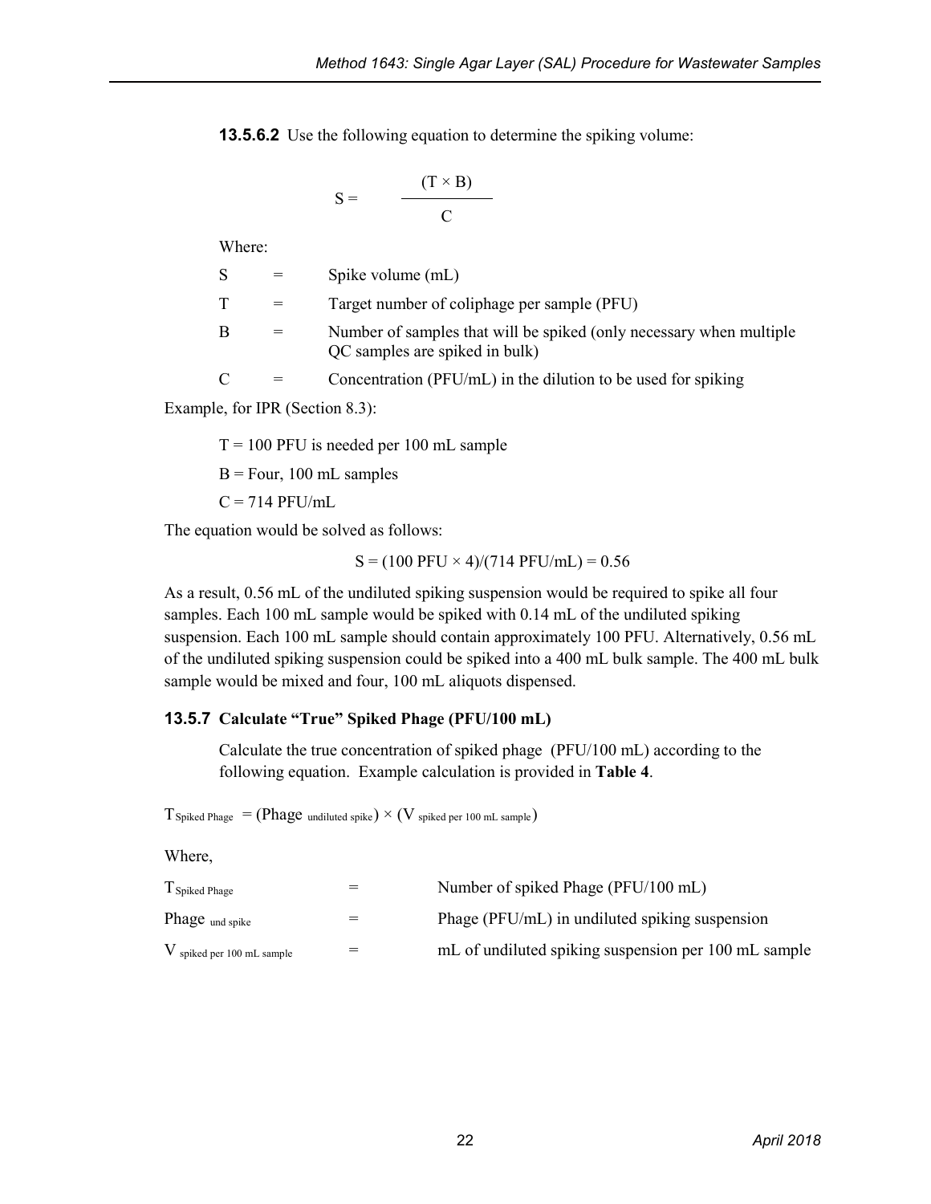**13.5.6.2** Use the following equation to determine the spiking volume:

$$S = \frac{(T \times B)}{C}$$

Where:

| | | |
|---|---|---|
| S | = | Spike volume (mL) |
| T | = | Target number of coliphage per sample (PFU) |
| B | = | Number of samples that will be spiked (only necessary when multiple QC samples are spiked in bulk) |
| C | = | Concentration (PFU/mL) in the dilution to be used for spiking |

Example, for IPR (Section 8.3):

T = 100 PFU is needed per 100 mL sample

B = Four, 100 mL samples

C = 714 PFU/mL

The equation would be solved as follows:

$$S = (100 \text{ PFU} \times 4)/(714 \text{ PFU/mL}) = 0.56$$

As a result, 0.56 mL of the undiluted spiking suspension would be required to spike all four samples. Each 100 mL sample would be spiked with 0.14 mL of the undiluted spiking suspension. Each 100 mL sample should contain approximately 100 PFU. Alternatively, 0.56 mL of the undiluted spiking suspension could be spiked into a 400 mL bulk sample. The 400 mL bulk sample would be mixed and four, 100 mL aliquots dispensed.

### 13.5.7 Calculate "True" Spiked Phage (PFU/100 mL)

Calculate the true concentration of spiked phage (PFU/100 mL) according to the following equation. Example calculation is provided in **Table 4**.

$$T_{\text{Spiked Phage}} = (\text{Phage}_{\text{undiluted spike}}) \times (V_{\text{spiked per 100 mL sample}})$$

Where,

| | | |
|---|---|---|
| $T_{\text{Spiked Phage}}$ | = | Number of spiked Phage (PFU/100 mL) |
| $\text{Phage}_{\text{und spike}}$ | = | Phage (PFU/mL) in undiluted spiking suspension |
| $V_{\text{spiked per 100 mL sample}}$ | = | mL of undiluted spiking suspension per 100 mL sample |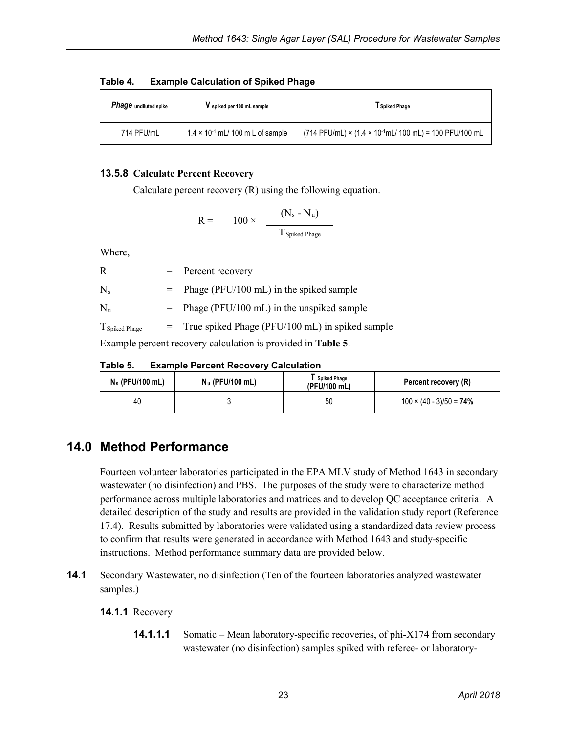**Table 4. Example Calculation of Spiked Phage**

| *Phage* undiluted spike | V spiked per 100 mL sample | T Spiked Phage |
|---|---|---|
| 714 PFU/mL | $1.4 \times 10^{-1}$ mL/ 100 m L of sample | (714 PFU/mL) × ($1.4 \times 10^{-1}$mL/ 100 mL) = 100 PFU/100 mL |

### 13.5.8 Calculate Percent Recovery

Calculate percent recovery (R) using the following equation.

$$R = 100 \times \frac{(N_s - N_u)}{T_{\text{Spiked Phage}}}$$

Where,

R = Percent recovery

$N_s$ = Phage (PFU/100 mL) in the spiked sample

$N_u$ = Phage (PFU/100 mL) in the unspiked sample

$T_{\text{Spiked Phage}}$ = True spiked Phage (PFU/100 mL) in spiked sample

Example percent recovery calculation is provided in **Table 5**.

**Table 5. Example Percent Recovery Calculation**

| $N_s$ (PFU/100 mL) | $N_u$ (PFU/100 mL) | T Spiked Phage (PFU/100 mL) | Percent recovery (R) |
|---|---|---|---|
| 40 | 3 | 50 | 100 × (40 - 3)/50 = **74%** |

## 14.0 Method Performance

Fourteen volunteer laboratories participated in the EPA MLV study of Method 1643 in secondary wastewater (no disinfection) and PBS. The purposes of the study were to characterize method performance across multiple laboratories and matrices and to develop QC acceptance criteria. A detailed description of the study and results are provided in the validation study report (Reference 17.4). Results submitted by laboratories were validated using a standardized data review process to confirm that results were generated in accordance with Method 1643 and study-specific instructions. Method performance summary data are provided below.

**14.1** Secondary Wastewater, no disinfection (Ten of the fourteen laboratories analyzed wastewater samples.)

**14.1.1** Recovery

**14.1.1.1** Somatic – Mean laboratory-specific recoveries, of phi-X174 from secondary wastewater (no disinfection) samples spiked with referee- or laboratory-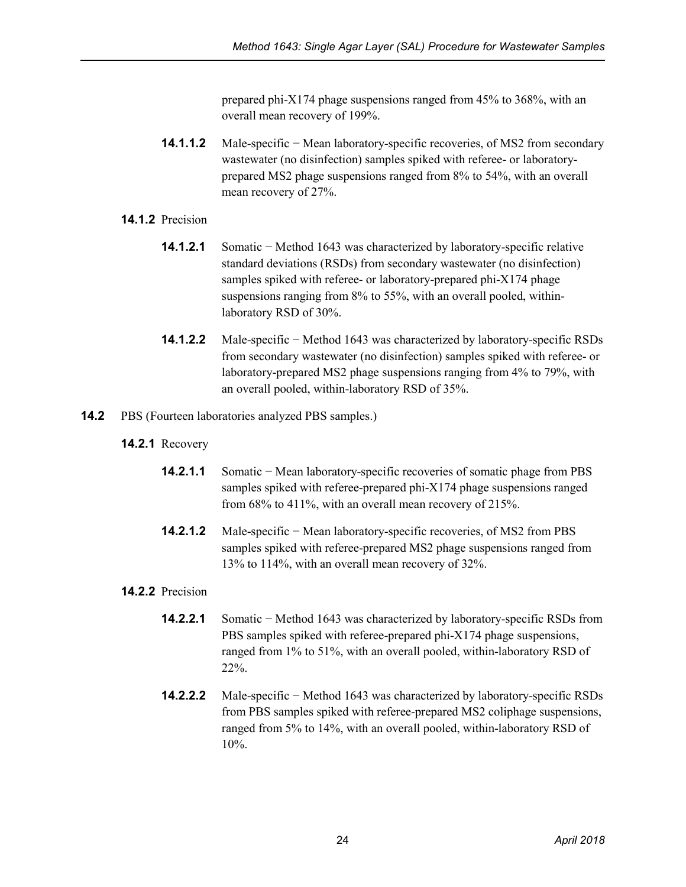prepared phi-X174 phage suspensions ranged from 45% to 368%, with an overall mean recovery of 199%.

**14.1.1.2** Male-specific − Mean laboratory-specific recoveries, of MS2 from secondary wastewater (no disinfection) samples spiked with referee- or laboratory-prepared MS2 phage suspensions ranged from 8% to 54%, with an overall mean recovery of 27%.

**14.1.2** Precision

**14.1.2.1** Somatic − Method 1643 was characterized by laboratory-specific relative standard deviations (RSDs) from secondary wastewater (no disinfection) samples spiked with referee- or laboratory-prepared phi-X174 phage suspensions ranging from 8% to 55%, with an overall pooled, within-laboratory RSD of 30%.

**14.1.2.2** Male-specific − Method 1643 was characterized by laboratory-specific RSDs from secondary wastewater (no disinfection) samples spiked with referee- or laboratory-prepared MS2 phage suspensions ranging from 4% to 79%, with an overall pooled, within-laboratory RSD of 35%.

**14.2** PBS (Fourteen laboratories analyzed PBS samples.)

**14.2.1** Recovery

**14.2.1.1** Somatic − Mean laboratory-specific recoveries of somatic phage from PBS samples spiked with referee-prepared phi-X174 phage suspensions ranged from 68% to 411%, with an overall mean recovery of 215%.

**14.2.1.2** Male-specific − Mean laboratory-specific recoveries, of MS2 from PBS samples spiked with referee-prepared MS2 phage suspensions ranged from 13% to 114%, with an overall mean recovery of 32%.

**14.2.2** Precision

**14.2.2.1** Somatic − Method 1643 was characterized by laboratory-specific RSDs from PBS samples spiked with referee-prepared phi-X174 phage suspensions, ranged from 1% to 51%, with an overall pooled, within-laboratory RSD of 22%.

**14.2.2.2** Male-specific − Method 1643 was characterized by laboratory-specific RSDs from PBS samples spiked with referee-prepared MS2 coliphage suspensions, ranged from 5% to 14%, with an overall pooled, within-laboratory RSD of 10%.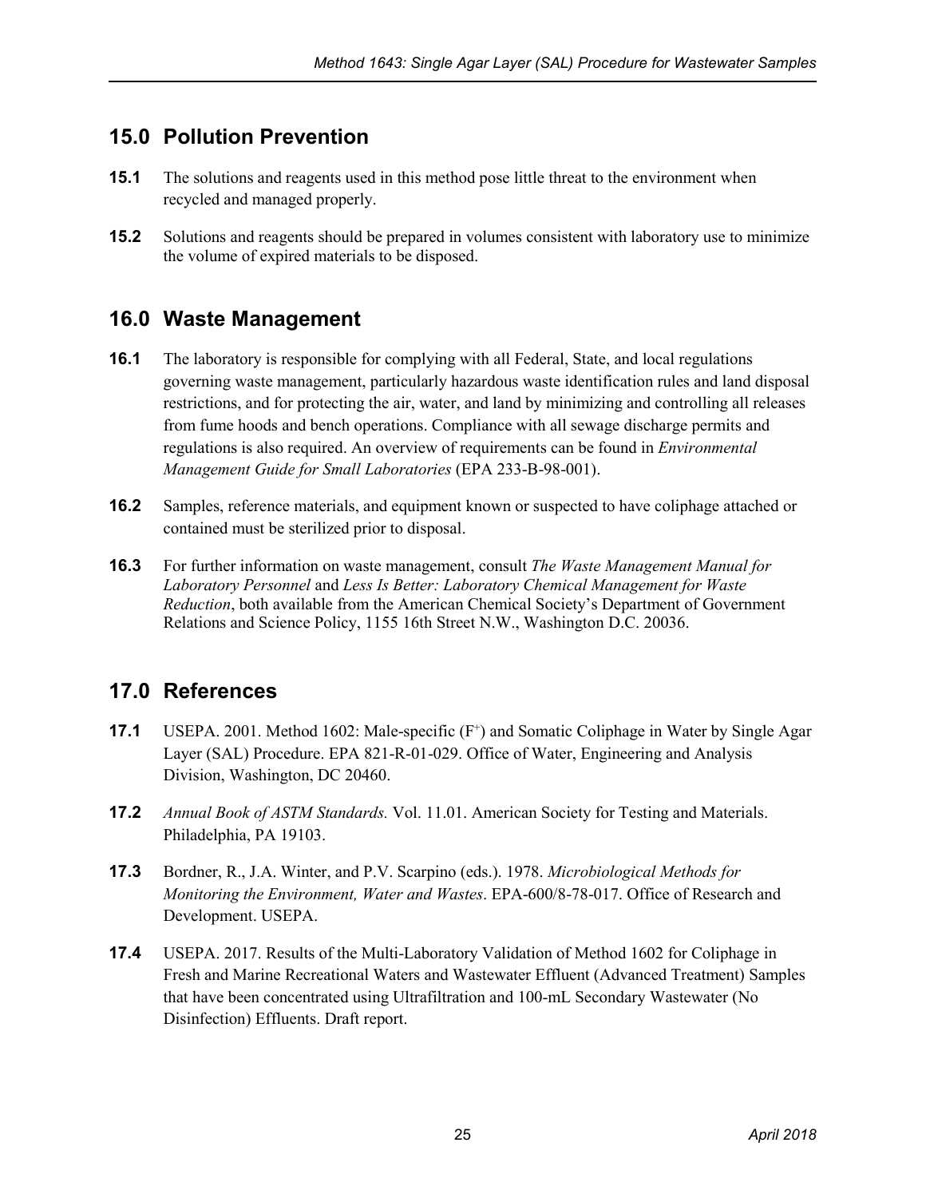## 15.0 Pollution Prevention

**15.1** The solutions and reagents used in this method pose little threat to the environment when recycled and managed properly.

**15.2** Solutions and reagents should be prepared in volumes consistent with laboratory use to minimize the volume of expired materials to be disposed.

## 16.0 Waste Management

**16.1** The laboratory is responsible for complying with all Federal, State, and local regulations governing waste management, particularly hazardous waste identification rules and land disposal restrictions, and for protecting the air, water, and land by minimizing and controlling all releases from fume hoods and bench operations. Compliance with all sewage discharge permits and regulations is also required. An overview of requirements can be found in *Environmental Management Guide for Small Laboratories* (EPA 233-B-98-001).

**16.2** Samples, reference materials, and equipment known or suspected to have coliphage attached or contained must be sterilized prior to disposal.

**16.3** For further information on waste management, consult *The Waste Management Manual for Laboratory Personnel* and *Less Is Better: Laboratory Chemical Management for Waste Reduction*, both available from the American Chemical Society's Department of Government Relations and Science Policy, 1155 16th Street N.W., Washington D.C. 20036.

## 17.0 References

**17.1** USEPA. 2001. Method 1602: Male-specific ($F^{+}$) and Somatic Coliphage in Water by Single Agar Layer (SAL) Procedure. EPA 821-R-01-029. Office of Water, Engineering and Analysis Division, Washington, DC 20460.

**17.2** *Annual Book of ASTM Standards.* Vol. 11.01. American Society for Testing and Materials. Philadelphia, PA 19103.

**17.3** Bordner, R., J.A. Winter, and P.V. Scarpino (eds.). 1978. *Microbiological Methods for Monitoring the Environment, Water and Wastes*. EPA-600/8-78-017. Office of Research and Development. USEPA.

**17.4** USEPA. 2017. Results of the Multi-Laboratory Validation of Method 1602 for Coliphage in Fresh and Marine Recreational Waters and Wastewater Effluent (Advanced Treatment) Samples that have been concentrated using Ultrafiltration and 100-mL Secondary Wastewater (No Disinfection) Effluents. Draft report.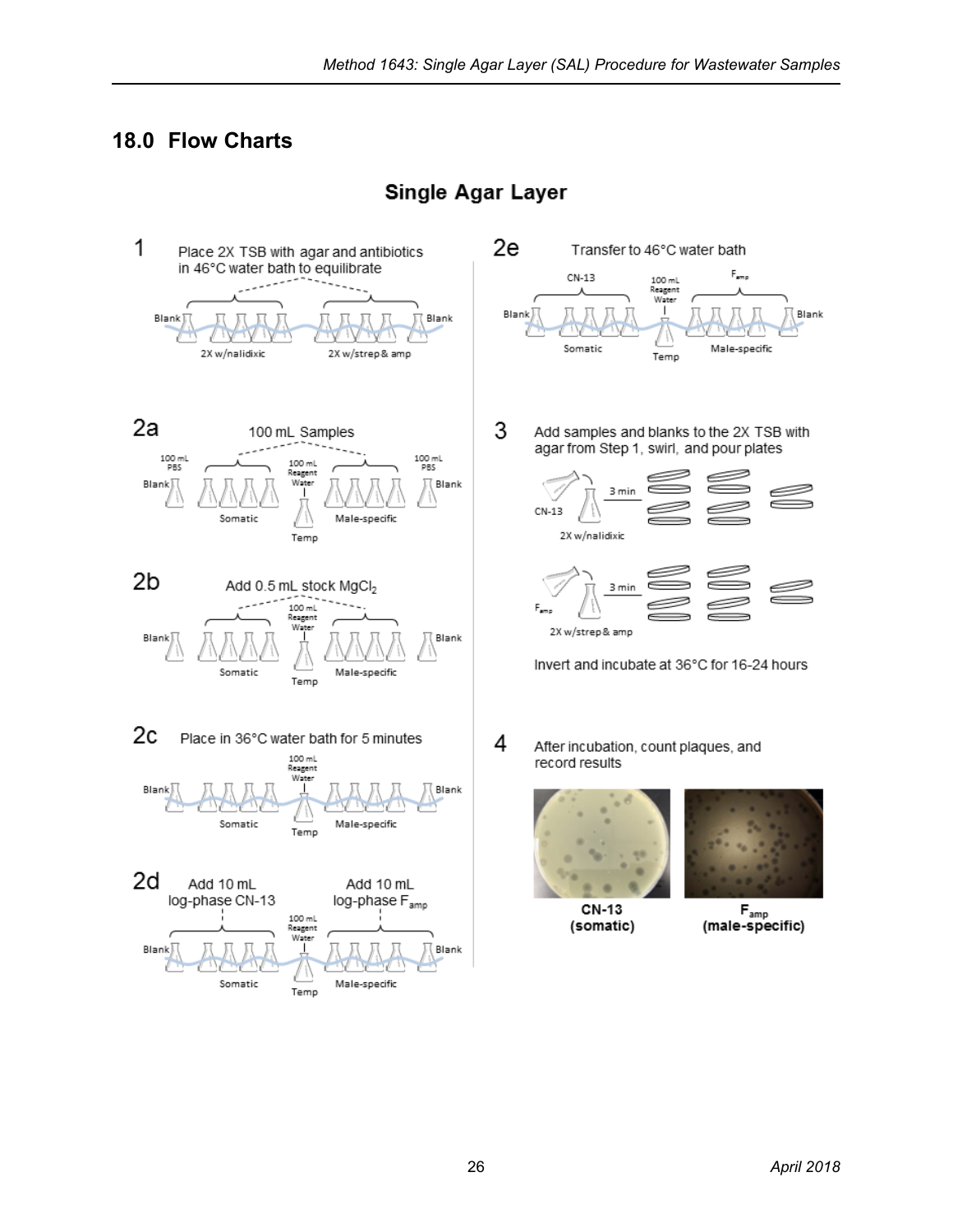## 18.0 Flow Charts

### Single Agar Layer

**1** Place 2X TSB with agar and antibiotics in 46°C water bath to equilibrate

Blank | 2X w/nalidixic | 2X w/strep & amp | Blank

**2a** 100 mL Samples

100 mL PBS Blank | Somatic | 100 mL Reagent Water Temp | Male-specific | 100 mL PBS Blank

**2b** Add 0.5 mL stock $MgCl_2$

Blank | Somatic | 100 mL Reagent Water Temp | Male-specific | Blank

**2c** Place in 36°C water bath for 5 minutes

Blank | Somatic | 100 mL Reagent Water Temp | Male-specific | Blank

**2d** Add 10 mL log-phase CN-13 | Add 10 mL log-phase $F_{amp}$

Blank | Somatic | 100 mL Reagent Water Temp | Male-specific | Blank

**2e** Transfer to 46°C water bath

Blank | CN-13 Somatic | 100 mL Reagent Water Temp | $F_{amp}$ Male-specific | Blank

**3** Add samples and blanks to the 2X TSB with agar from Step 1, swirl, and pour plates

CN-13 → 2X w/nalidixic → 3 min

$F_{amp}$ → 2X w/strep & amp → 3 min

Invert and incubate at 36°C for 16-24 hours

**4** After incubation, count plaques, and record results

**CN-13 (somatic)**

**$F_{amp}$ (male-specific)**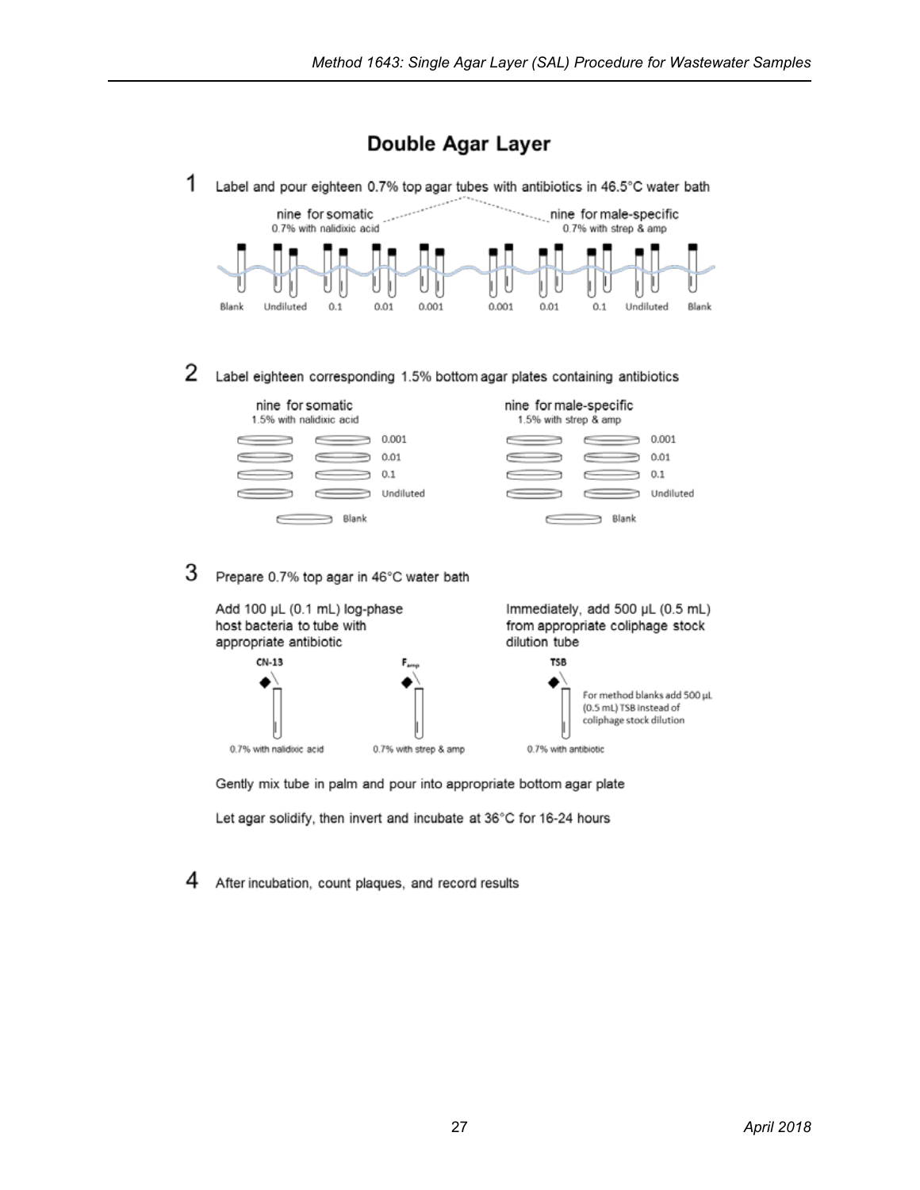# Double Agar Layer

**1** Label and pour eighteen 0.7% top agar tubes with antibiotics in 46.5°C water bath

nine for somatic
0.7% with nalidixic acid

nine for male-specific
0.7% with strep & amp

Blank Undiluted 0.1 0.01 0.001 0.001 0.01 0.1 Undiluted Blank

**2** Label eighteen corresponding 1.5% bottom agar plates containing antibiotics

nine for somatic
1.5% with nalidixic acid

0.001
0.01
0.1
Undiluted
Blank

nine for male-specific
1.5% with strep & amp

0.001
0.01
0.1
Undiluted
Blank

**3** Prepare 0.7% top agar in 46°C water bath

Add 100 µL (0.1 mL) log-phase host bacteria to tube with appropriate antibiotic

CN-13
0.7% with nalidixic acid

$F_{amp}$
0.7% with strep & amp

Immediately, add 500 µL (0.5 mL) from appropriate coliphage stock dilution tube

TSB
0.7% with antibiotic

For method blanks add 500 µL (0.5 mL) TSB instead of coliphage stock dilution

Gently mix tube in palm and pour into appropriate bottom agar plate

Let agar solidify, then invert and incubate at 36°C for 16-24 hours

**4** After incubation, count plaques, and record results